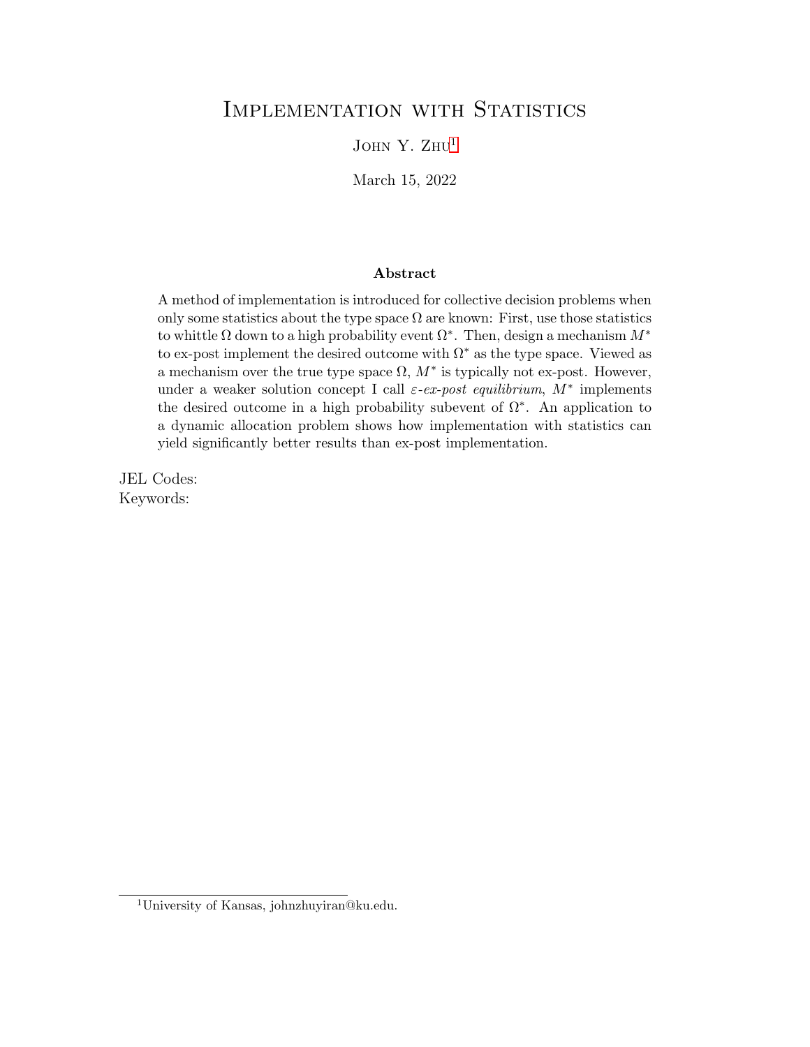# Implementation with Statistics

John Y. Zhu[1]

March 15, 2022

### Abstract

A method of implementation is introduced for collective decision problems when only some statistics about the type space $\Omega$ are known: First, use those statistics to whittle $\Omega$ down to a high probability event $\Omega^*$. Then, design a mechanism $M^*$ to ex-post implement the desired outcome with $\Omega^*$ as the type space. Viewed as a mechanism over the true type space $\Omega$, $M^*$ is typically not ex-post. However, under a weaker solution concept I call *$\varepsilon$-ex-post equilibrium*, $M^*$ implements the desired outcome in a high probability subevent of $\Omega^*$. An application to a dynamic allocation problem shows how implementation with statistics can yield significantly better results than ex-post implementation.

JEL Codes:
Keywords:

[1]University of Kansas, johnzhuyiran@ku.edu.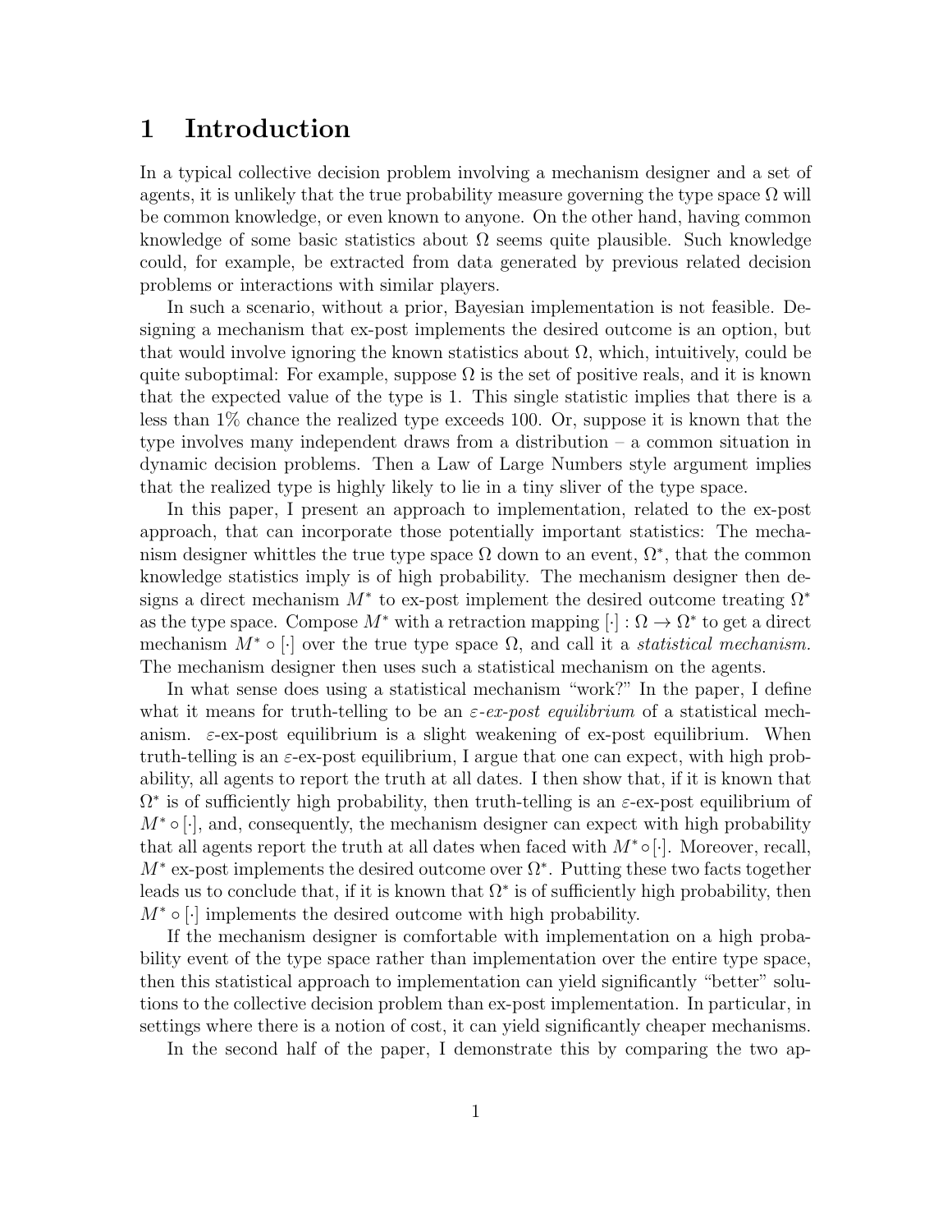# 1 Introduction

In a typical collective decision problem involving a mechanism designer and a set of agents, it is unlikely that the true probability measure governing the type space $\Omega$ will be common knowledge, or even known to anyone. On the other hand, having common knowledge of some basic statistics about $\Omega$ seems quite plausible. Such knowledge could, for example, be extracted from data generated by previous related decision problems or interactions with similar players.

In such a scenario, without a prior, Bayesian implementation is not feasible. Designing a mechanism that ex-post implements the desired outcome is an option, but that would involve ignoring the known statistics about $\Omega$, which, intuitively, could be quite suboptimal: For example, suppose $\Omega$ is the set of positive reals, and it is known that the expected value of the type is 1. This single statistic implies that there is a less than 1% chance the realized type exceeds 100. Or, suppose it is known that the type involves many independent draws from a distribution – a common situation in dynamic decision problems. Then a Law of Large Numbers style argument implies that the realized type is highly likely to lie in a tiny sliver of the type space.

In this paper, I present an approach to implementation, related to the ex-post approach, that can incorporate those potentially important statistics: The mechanism designer whittles the true type space $\Omega$ down to an event, $\Omega^*$, that the common knowledge statistics imply is of high probability. The mechanism designer then designs a direct mechanism $M^*$ to ex-post implement the desired outcome treating $\Omega^*$ as the type space. Compose $M^*$ with a retraction mapping $[\cdot] : \Omega \to \Omega^*$ to get a direct mechanism $M^* \circ [\cdot]$ over the true type space $\Omega$, and call it a *statistical mechanism.* The mechanism designer then uses such a statistical mechanism on the agents.

In what sense does using a statistical mechanism "work?" In the paper, I define what it means for truth-telling to be an *$\varepsilon$-ex-post equilibrium* of a statistical mechanism. $\varepsilon$-ex-post equilibrium is a slight weakening of ex-post equilibrium. When truth-telling is an $\varepsilon$-ex-post equilibrium, I argue that one can expect, with high probability, all agents to report the truth at all dates. I then show that, if it is known that $\Omega^*$ is of sufficiently high probability, then truth-telling is an $\varepsilon$-ex-post equilibrium of $M^* \circ [\cdot]$, and, consequently, the mechanism designer can expect with high probability that all agents report the truth at all dates when faced with $M^* \circ [\cdot]$. Moreover, recall, $M^*$ ex-post implements the desired outcome over $\Omega^*$. Putting these two facts together leads us to conclude that, if it is known that $\Omega^*$ is of sufficiently high probability, then $M^* \circ [\cdot]$ implements the desired outcome with high probability.

If the mechanism designer is comfortable with implementation on a high probability event of the type space rather than implementation over the entire type space, then this statistical approach to implementation can yield significantly "better" solutions to the collective decision problem than ex-post implementation. In particular, in settings where there is a notion of cost, it can yield significantly cheaper mechanisms.

In the second half of the paper, I demonstrate this by comparing the two ap-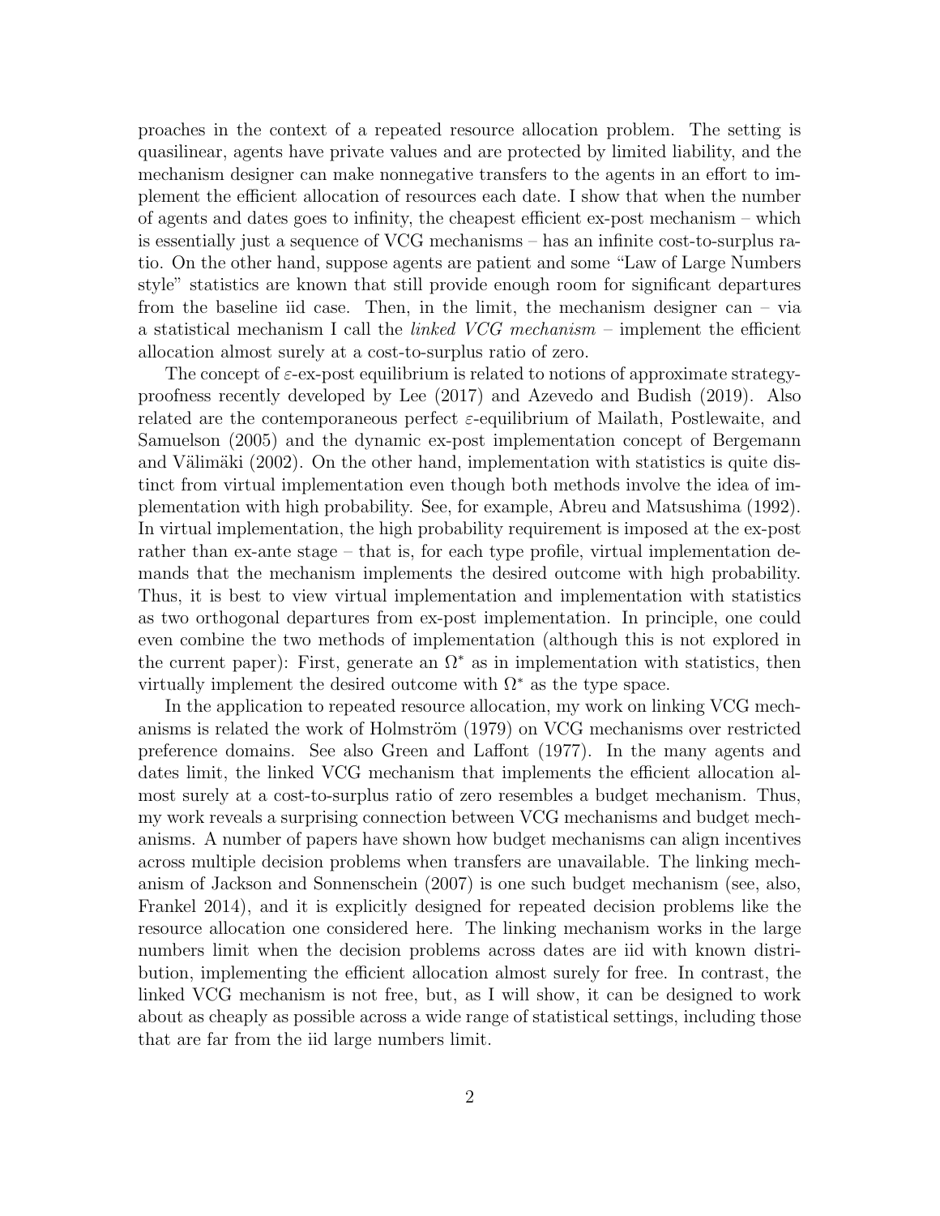proaches in the context of a repeated resource allocation problem. The setting is quasilinear, agents have private values and are protected by limited liability, and the mechanism designer can make nonnegative transfers to the agents in an effort to implement the efficient allocation of resources each date. I show that when the number of agents and dates goes to infinity, the cheapest efficient ex-post mechanism – which is essentially just a sequence of VCG mechanisms – has an infinite cost-to-surplus ratio. On the other hand, suppose agents are patient and some "Law of Large Numbers style" statistics are known that still provide enough room for significant departures from the baseline iid case. Then, in the limit, the mechanism designer can – via a statistical mechanism I call the *linked VCG mechanism* – implement the efficient allocation almost surely at a cost-to-surplus ratio of zero.

The concept of $\varepsilon$-ex-post equilibrium is related to notions of approximate strategy-proofness recently developed by Lee (2017) and Azevedo and Budish (2019). Also related are the contemporaneous perfect $\varepsilon$-equilibrium of Mailath, Postlewaite, and Samuelson (2005) and the dynamic ex-post implementation concept of Bergemann and Välimäki (2002). On the other hand, implementation with statistics is quite distinct from virtual implementation even though both methods involve the idea of implementation with high probability. See, for example, Abreu and Matsushima (1992). In virtual implementation, the high probability requirement is imposed at the ex-post rather than ex-ante stage – that is, for each type profile, virtual implementation demands that the mechanism implements the desired outcome with high probability. Thus, it is best to view virtual implementation and implementation with statistics as two orthogonal departures from ex-post implementation. In principle, one could even combine the two methods of implementation (although this is not explored in the current paper): First, generate an $\Omega^*$ as in implementation with statistics, then virtually implement the desired outcome with $\Omega^*$ as the type space.

In the application to repeated resource allocation, my work on linking VCG mechanisms is related the work of Holmström (1979) on VCG mechanisms over restricted preference domains. See also Green and Laffont (1977). In the many agents and dates limit, the linked VCG mechanism that implements the efficient allocation almost surely at a cost-to-surplus ratio of zero resembles a budget mechanism. Thus, my work reveals a surprising connection between VCG mechanisms and budget mechanisms. A number of papers have shown how budget mechanisms can align incentives across multiple decision problems when transfers are unavailable. The linking mechanism of Jackson and Sonnenschein (2007) is one such budget mechanism (see, also, Frankel 2014), and it is explicitly designed for repeated decision problems like the resource allocation one considered here. The linking mechanism works in the large numbers limit when the decision problems across dates are iid with known distribution, implementing the efficient allocation almost surely for free. In contrast, the linked VCG mechanism is not free, but, as I will show, it can be designed to work about as cheaply as possible across a wide range of statistical settings, including those that are far from the iid large numbers limit.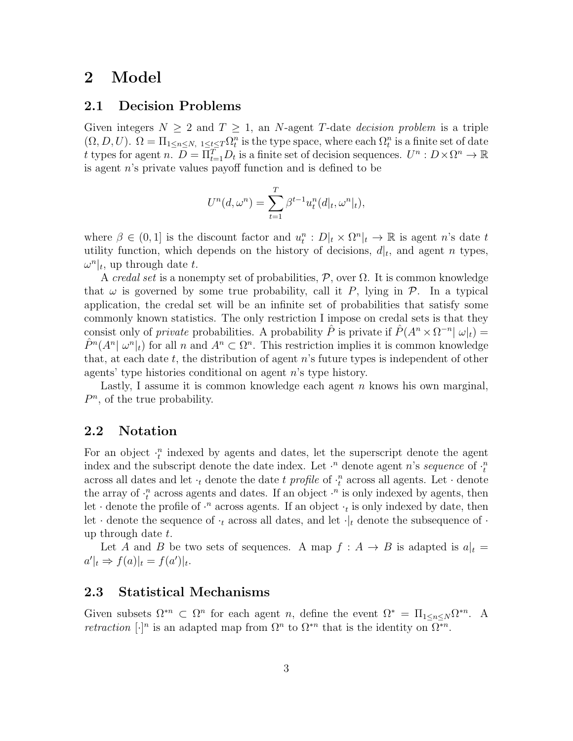# 2 Model

## 2.1 Decision Problems

Given integers $N \geq 2$ and $T \geq 1$, an $N$-agent $T$-date *decision problem* is a triple $(\Omega, D, U)$. $\Omega = \Pi_{1 \leq n \leq N,\ 1 \leq t \leq T} \Omega_t^n$ is the type space, where each $\Omega_t^n$ is a finite set of date $t$ types for agent $n$. $D = \Pi_{t=1}^T D_t$ is a finite set of decision sequences. $U^n : D \times \Omega^n \to \mathbb{R}$ is agent $n$'s private values payoff function and is defined to be

$$U^n(d, \omega^n) = \sum_{t=1}^{T} \beta^{t-1} u_t^n(d|_t, \omega^n|_t),$$

where $\beta \in (0, 1]$ is the discount factor and $u_t^n : D|_t \times \Omega^n|_t \to \mathbb{R}$ is agent $n$'s date $t$ utility function, which depends on the history of decisions, $d|_t$, and agent $n$ types, $\omega^n|_t$, up through date $t$.

A *credal set* is a nonempty set of probabilities, $\mathcal{P}$, over $\Omega$. It is common knowledge that $\omega$ is governed by some true probability, call it $P$, lying in $\mathcal{P}$. In a typical application, the credal set will be an infinite set of probabilities that satisfy some commonly known statistics. The only restriction I impose on credal sets is that they consist only of *private* probabilities. A probability $\hat{P}$ is private if $\hat{P}(A^n \times \Omega^{-n} | \omega|_t) = \hat{P}^n(A^n | \omega^n|_t)$ for all $n$ and $A^n \subset \Omega^n$. This restriction implies it is common knowledge that, at each date $t$, the distribution of agent $n$'s future types is independent of other agents' type histories conditional on agent $n$'s type history.

Lastly, I assume it is common knowledge each agent $n$ knows his own marginal, $P^n$, of the true probability.

## 2.2 Notation

For an object $\cdot_t^n$ indexed by agents and dates, let the superscript denote the agent index and the subscript denote the date index. Let $\cdot^n$ denote agent $n$'s *sequence* of $\cdot_t^n$ across all dates and let $\cdot_t$ denote the date $t$ *profile* of $\cdot_t^n$ across all agents. Let $\cdot$ denote the array of $\cdot_t^n$ across agents and dates. If an object $\cdot^n$ is only indexed by agents, then let $\cdot$ denote the profile of $\cdot^n$ across agents. If an object $\cdot_t$ is only indexed by date, then let $\cdot$ denote the sequence of $\cdot_t$ across all dates, and let $\cdot|_t$ denote the subsequence of $\cdot$ up through date $t$.

Let $A$ and $B$ be two sets of sequences. A map $f : A \to B$ is adapted is $a|_t = a'|_t \Rightarrow f(a)|_t = f(a')|_t$.

## 2.3 Statistical Mechanisms

Given subsets $\Omega^{*n} \subset \Omega^n$ for each agent $n$, define the event $\Omega^* = \Pi_{1 \leq n \leq N} \Omega^{*n}$. A *retraction* $[\cdot]^n$ is an adapted map from $\Omega^n$ to $\Omega^{*n}$ that is the identity on $\Omega^{*n}$.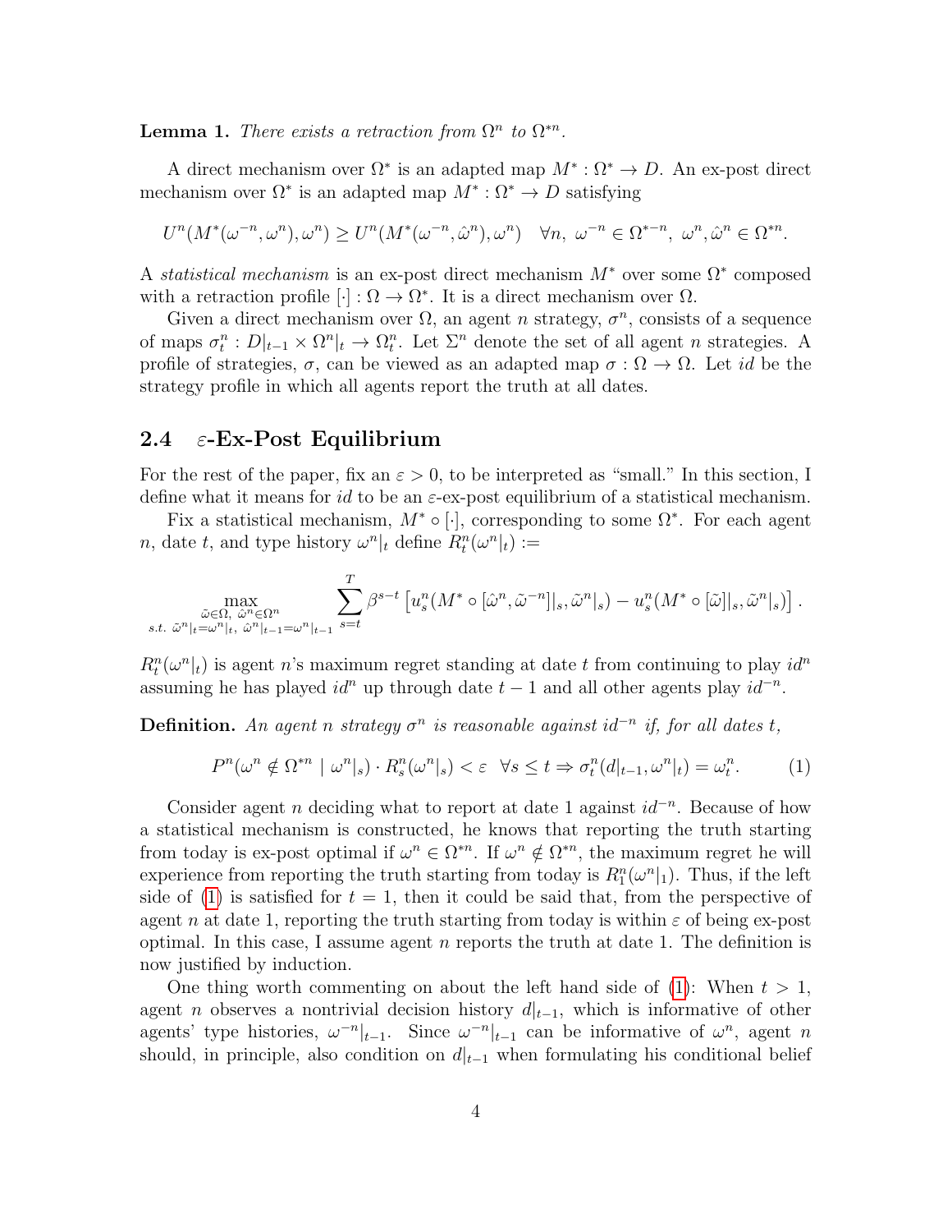**Lemma 1.** *There exists a retraction from $\Omega^n$ to $\Omega^{*n}$.*

A direct mechanism over $\Omega^*$ is an adapted map $M^* : \Omega^* \to D$. An ex-post direct mechanism over $\Omega^*$ is an adapted map $M^* : \Omega^* \to D$ satisfying

$$U^n(M^*(\omega^{-n}, \omega^n), \omega^n) \geq U^n(M^*(\omega^{-n}, \hat{\omega}^n), \omega^n) \quad \forall n,\ \omega^{-n} \in \Omega^{*-n},\ \omega^n, \hat{\omega}^n \in \Omega^{*n}.$$

A *statistical mechanism* is an ex-post direct mechanism $M^*$ over some $\Omega^*$ composed with a retraction profile $[\cdot] : \Omega \to \Omega^*$. It is a direct mechanism over $\Omega$.

Given a direct mechanism over $\Omega$, an agent $n$ strategy, $\sigma^n$, consists of a sequence of maps $\sigma^n_t : D|_{t-1} \times \Omega^n|_t \to \Omega^n_t$. Let $\Sigma^n$ denote the set of all agent $n$ strategies. A profile of strategies, $\sigma$, can be viewed as an adapted map $\sigma : \Omega \to \Omega$. Let $id$ be the strategy profile in which all agents report the truth at all dates.

## 2.4 $\varepsilon$-Ex-Post Equilibrium

For the rest of the paper, fix an $\varepsilon > 0$, to be interpreted as "small." In this section, I define what it means for $id$ to be an $\varepsilon$-ex-post equilibrium of a statistical mechanism.

Fix a statistical mechanism, $M^* \circ [\cdot]$, corresponding to some $\Omega^*$. For each agent $n$, date $t$, and type history $\omega^n|_t$ define $R^n_t(\omega^n|_t) :=$

$$\max_{\substack{\tilde{\omega} \in \Omega,\ \hat{\omega}^n \in \Omega^n \\ s.t.\ \tilde{\omega}^n|_t = \omega^n|_t,\ \hat{\omega}^n|_{t-1} = \omega^n|_{t-1}}} \sum_{s=t}^{T} \beta^{s-t} \left[ u^n_s(M^* \circ [\hat{\omega}^n, \tilde{\omega}^{-n}]|_s, \tilde{\omega}^n|_s) - u^n_s(M^* \circ [\tilde{\omega}]|_s, \tilde{\omega}^n|_s) \right].$$

$R^n_t(\omega^n|_t)$ is agent $n$'s maximum regret standing at date $t$ from continuing to play $id^n$ assuming he has played $id^n$ up through date $t-1$ and all other agents play $id^{-n}$.

**Definition.** *An agent $n$ strategy $\sigma^n$ is reasonable against $id^{-n}$ if, for all dates $t$,*

$$P^n(\omega^n \notin \Omega^{*n} \mid \omega^n|_s) \cdot R^n_s(\omega^n|_s) < \varepsilon \quad \forall s \leq t \Rightarrow \sigma^n_t(d|_{t-1}, \omega^n|_t) = \omega^n_t. \tag{1}$$

Consider agent $n$ deciding what to report at date 1 against $id^{-n}$. Because of how a statistical mechanism is constructed, he knows that reporting the truth starting from today is ex-post optimal if $\omega^n \in \Omega^{*n}$. If $\omega^n \notin \Omega^{*n}$, the maximum regret he will experience from reporting the truth starting from today is $R^n_1(\omega^n|_1)$. Thus, if the left side of (1) is satisfied for $t = 1$, then it could be said that, from the perspective of agent $n$ at date 1, reporting the truth starting from today is within $\varepsilon$ of being ex-post optimal. In this case, I assume agent $n$ reports the truth at date 1. The definition is now justified by induction.

One thing worth commenting on about the left hand side of (1): When $t > 1$, agent $n$ observes a nontrivial decision history $d|_{t-1}$, which is informative of other agents' type histories, $\omega^{-n}|_{t-1}$. Since $\omega^{-n}|_{t-1}$ can be informative of $\omega^n$, agent $n$ should, in principle, also condition on $d|_{t-1}$ when formulating his conditional belief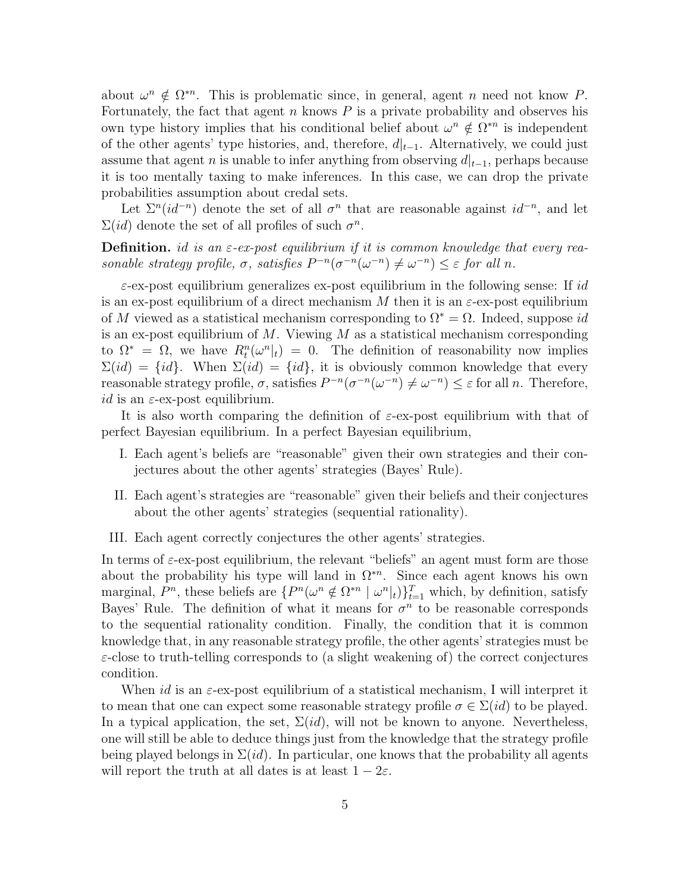about $\omega^n \notin \Omega^{*n}$. This is problematic since, in general, agent $n$ need not know $P$. Fortunately, the fact that agent $n$ knows $P$ is a private probability and observes his own type history implies that his conditional belief about $\omega^n \notin \Omega^{*n}$ is independent of the other agents' type histories, and, therefore, $d|_{t-1}$. Alternatively, we could just assume that agent $n$ is unable to infer anything from observing $d|_{t-1}$, perhaps because it is too mentally taxing to make inferences. In this case, we can drop the private probabilities assumption about credal sets.

Let $\Sigma^n(id^{-n})$ denote the set of all $\sigma^n$ that are reasonable against $id^{-n}$, and let $\Sigma(id)$ denote the set of all profiles of such $\sigma^n$.

**Definition.** *$id$ is an $\varepsilon$-ex-post equilibrium if it is common knowledge that every reasonable strategy profile, $\sigma$, satisfies $P^{-n}(\sigma^{-n}(\omega^{-n}) \neq \omega^{-n}) \leq \varepsilon$ for all $n$.*

$\varepsilon$-ex-post equilibrium generalizes ex-post equilibrium in the following sense: If $id$ is an ex-post equilibrium of a direct mechanism $M$ then it is an $\varepsilon$-ex-post equilibrium of $M$ viewed as a statistical mechanism corresponding to $\Omega^* = \Omega$. Indeed, suppose $id$ is an ex-post equilibrium of $M$. Viewing $M$ as a statistical mechanism corresponding to $\Omega^* = \Omega$, we have $R^n_t(\omega^n|_t) = 0$. The definition of reasonability now implies $\Sigma(id) = \{id\}$. When $\Sigma(id) = \{id\}$, it is obviously common knowledge that every reasonable strategy profile, $\sigma$, satisfies $P^{-n}(\sigma^{-n}(\omega^{-n}) \neq \omega^{-n}) \leq \varepsilon$ for all $n$. Therefore, $id$ is an $\varepsilon$-ex-post equilibrium.

It is also worth comparing the definition of $\varepsilon$-ex-post equilibrium with that of perfect Bayesian equilibrium. In a perfect Bayesian equilibrium,

I. Each agent's beliefs are "reasonable" given their own strategies and their conjectures about the other agents' strategies (Bayes' Rule).

II. Each agent's strategies are "reasonable" given their beliefs and their conjectures about the other agents' strategies (sequential rationality).

III. Each agent correctly conjectures the other agents' strategies.

In terms of $\varepsilon$-ex-post equilibrium, the relevant "beliefs" an agent must form are those about the probability his type will land in $\Omega^{*n}$. Since each agent knows his own marginal, $P^n$, these beliefs are $\{P^n(\omega^n \notin \Omega^{*n} \mid \omega^n|_t)\}_{t=1}^T$ which, by definition, satisfy Bayes' Rule. The definition of what it means for $\sigma^n$ to be reasonable corresponds to the sequential rationality condition. Finally, the condition that it is common knowledge that, in any reasonable strategy profile, the other agents' strategies must be $\varepsilon$-close to truth-telling corresponds to (a slight weakening of) the correct conjectures condition.

When $id$ is an $\varepsilon$-ex-post equilibrium of a statistical mechanism, I will interpret it to mean that one can expect some reasonable strategy profile $\sigma \in \Sigma(id)$ to be played. In a typical application, the set, $\Sigma(id)$, will not be known to anyone. Nevertheless, one will still be able to deduce things just from the knowledge that the strategy profile being played belongs in $\Sigma(id)$. In particular, one knows that the probability all agents will report the truth at all dates is at least $1 - 2\varepsilon$.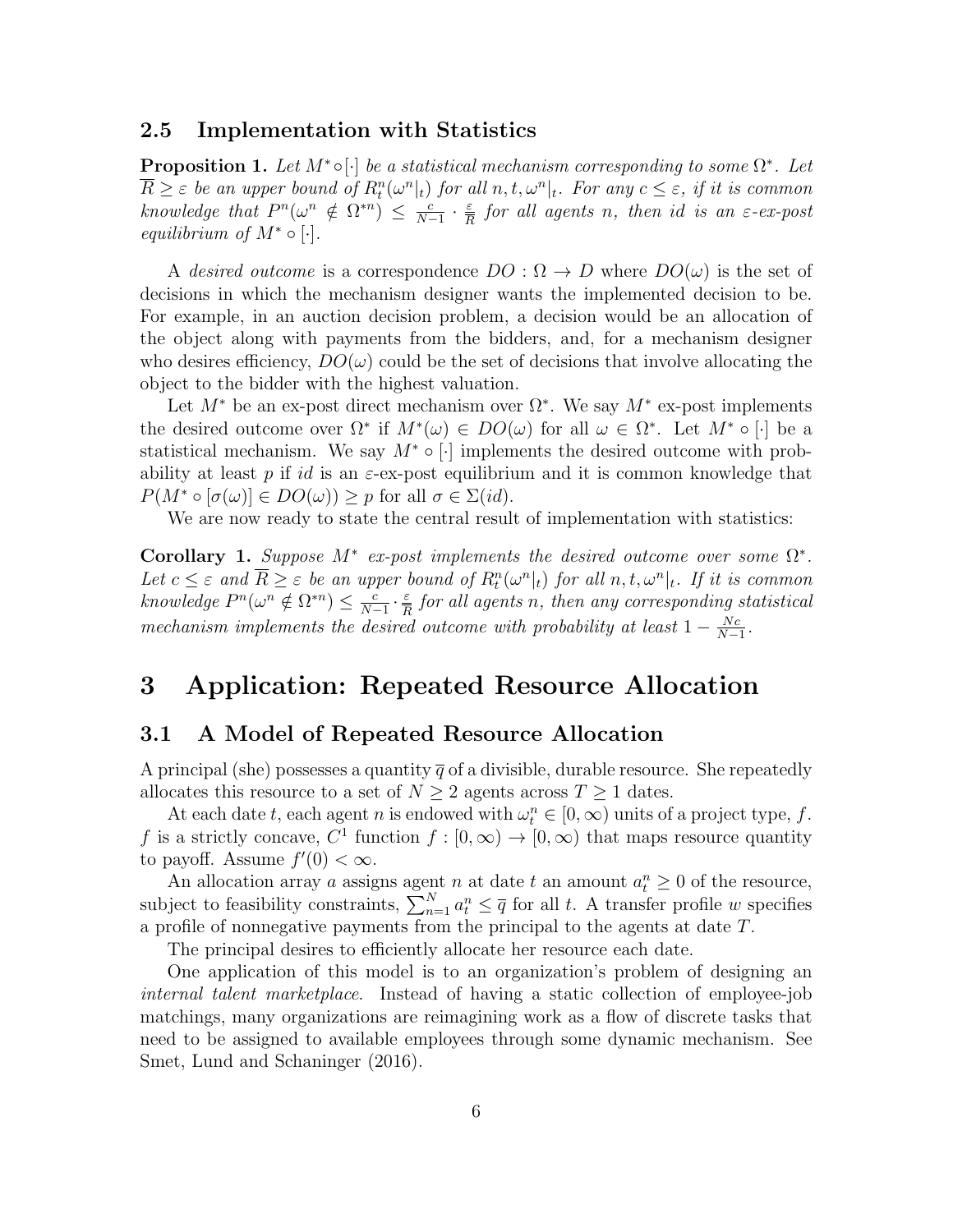### 2.5 Implementation with Statistics

**Proposition 1.** *Let $M^* \circ [\cdot]$ be a statistical mechanism corresponding to some $\Omega^*$. Let $\overline{R} \geq \varepsilon$ be an upper bound of $R_t^n(\omega^n|_t)$ for all $n, t, \omega^n|_t$. For any $c \leq \varepsilon$, if it is common knowledge that $P^n(\omega^n \notin \Omega^{*n}) \leq \frac{c}{N-1} \cdot \frac{\varepsilon}{\overline{R}}$ for all agents $n$, then $id$ is an $\varepsilon$-ex-post equilibrium of $M^* \circ [\cdot]$.*

A *desired outcome* is a correspondence $DO : \Omega \to D$ where $DO(\omega)$ is the set of decisions in which the mechanism designer wants the implemented decision to be. For example, in an auction decision problem, a decision would be an allocation of the object along with payments from the bidders, and, for a mechanism designer who desires efficiency, $DO(\omega)$ could be the set of decisions that involve allocating the object to the bidder with the highest valuation.

Let $M^*$ be an ex-post direct mechanism over $\Omega^*$. We say $M^*$ ex-post implements the desired outcome over $\Omega^*$ if $M^*(\omega) \in DO(\omega)$ for all $\omega \in \Omega^*$. Let $M^* \circ [\cdot]$ be a statistical mechanism. We say $M^* \circ [\cdot]$ implements the desired outcome with probability at least $p$ if $id$ is an $\varepsilon$-ex-post equilibrium and it is common knowledge that $P(M^* \circ [\sigma(\omega)] \in DO(\omega)) \geq p$ for all $\sigma \in \Sigma(id)$.

We are now ready to state the central result of implementation with statistics:

**Corollary 1.** *Suppose $M^*$ ex-post implements the desired outcome over some $\Omega^*$. Let $c \leq \varepsilon$ and $\overline{R} \geq \varepsilon$ be an upper bound of $R_t^n(\omega^n|_t)$ for all $n, t, \omega^n|_t$. If it is common knowledge $P^n(\omega^n \notin \Omega^{*n}) \leq \frac{c}{N-1} \cdot \frac{\varepsilon}{\overline{R}}$ for all agents $n$, then any corresponding statistical mechanism implements the desired outcome with probability at least $1 - \frac{Nc}{N-1}$.*

# 3 Application: Repeated Resource Allocation

## 3.1 A Model of Repeated Resource Allocation

A principal (she) possesses a quantity $\overline{q}$ of a divisible, durable resource. She repeatedly allocates this resource to a set of $N \geq 2$ agents across $T \geq 1$ dates.

At each date $t$, each agent $n$ is endowed with $\omega_t^n \in [0, \infty)$ units of a project type, $f$. $f$ is a strictly concave, $C^1$ function $f : [0, \infty) \to [0, \infty)$ that maps resource quantity to payoff. Assume $f'(0) < \infty$.

An allocation array $a$ assigns agent $n$ at date $t$ an amount $a_t^n \geq 0$ of the resource, subject to feasibility constraints, $\sum_{n=1}^{N} a_t^n \leq \overline{q}$ for all $t$. A transfer profile $w$ specifies a profile of nonnegative payments from the principal to the agents at date $T$.

The principal desires to efficiently allocate her resource each date.

One application of this model is to an organization's problem of designing an *internal talent marketplace*. Instead of having a static collection of employee-job matchings, many organizations are reimagining work as a flow of discrete tasks that need to be assigned to available employees through some dynamic mechanism. See Smet, Lund and Schaninger (2016).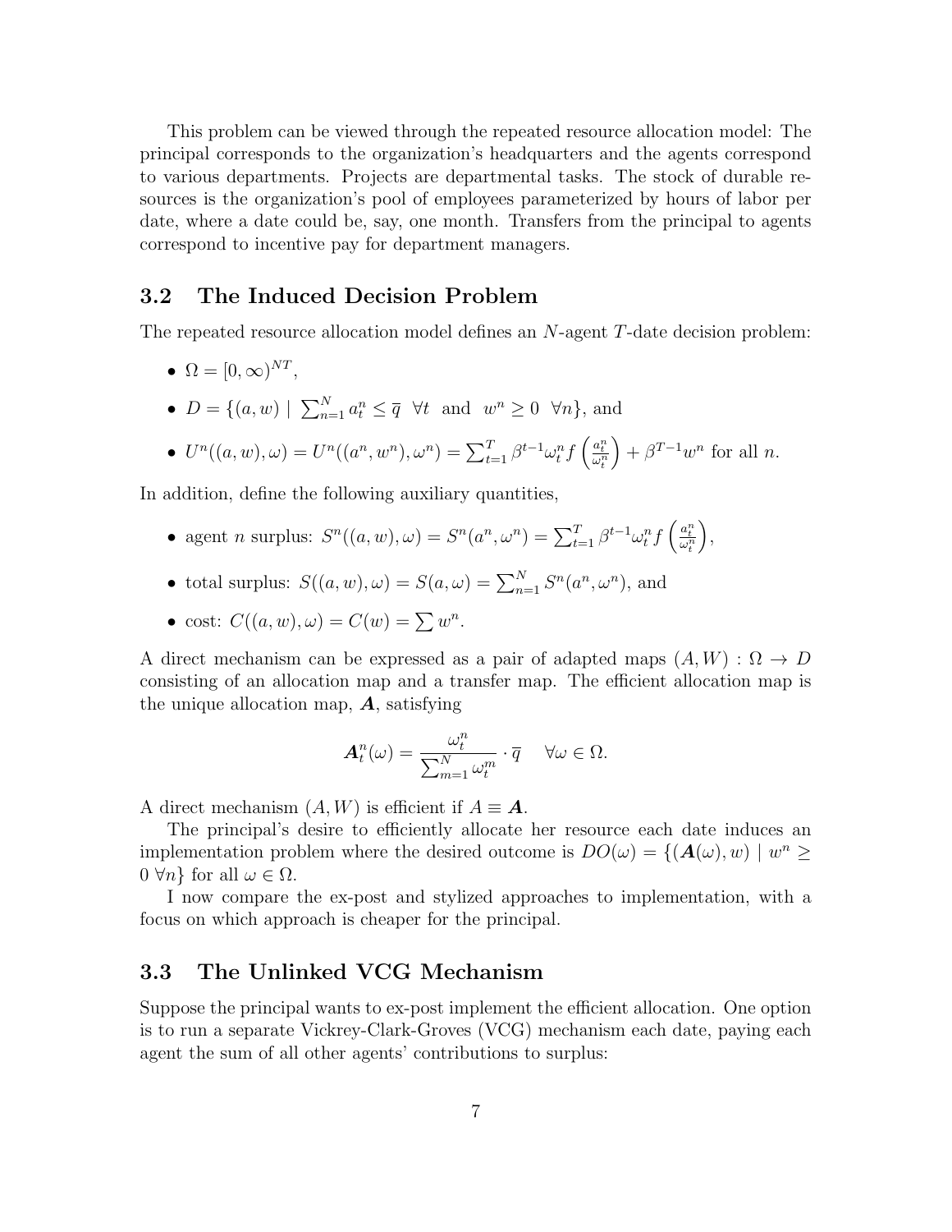This problem can be viewed through the repeated resource allocation model: The principal corresponds to the organization's headquarters and the agents correspond to various departments. Projects are departmental tasks. The stock of durable resources is the organization's pool of employees parameterized by hours of labor per date, where a date could be, say, one month. Transfers from the principal to agents correspond to incentive pay for department managers.

## 3.2 The Induced Decision Problem

The repeated resource allocation model defines an $N$-agent $T$-date decision problem:

- $\Omega = [0, \infty)^{NT}$,
- $D = \{(a, w) \mid \sum_{n=1}^{N} a_t^n \leq \overline{q} \;\; \forall t \;\text{ and }\; w^n \geq 0 \;\; \forall n\}$, and
- $U^n((a, w), \omega) = U^n((a^n, w^n), \omega^n) = \sum_{t=1}^{T} \beta^{t-1} \omega_t^n f\left(\frac{a_t^n}{\omega_t^n}\right) + \beta^{T-1} w^n$ for all $n$.

In addition, define the following auxiliary quantities,

- agent $n$ surplus: $S^n((a, w), \omega) = S^n(a^n, \omega^n) = \sum_{t=1}^{T} \beta^{t-1} \omega_t^n f\left(\frac{a_t^n}{\omega_t^n}\right)$,
- total surplus: $S((a, w), \omega) = S(a, \omega) = \sum_{n=1}^{N} S^n(a^n, \omega^n)$, and
- cost: $C((a, w), \omega) = C(w) = \sum w^n$.

A direct mechanism can be expressed as a pair of adapted maps $(A, W) : \Omega \to D$ consisting of an allocation map and a transfer map. The efficient allocation map is the unique allocation map, $\boldsymbol{A}$, satisfying

$$\boldsymbol{A}_t^n(\omega) = \frac{\omega_t^n}{\sum_{m=1}^{N} \omega_t^m} \cdot \overline{q} \quad \forall \omega \in \Omega.$$

A direct mechanism $(A, W)$ is efficient if $A \equiv \boldsymbol{A}$.

The principal's desire to efficiently allocate her resource each date induces an implementation problem where the desired outcome is $DO(\omega) = \{(\boldsymbol{A}(\omega), w) \mid w^n \geq 0 \; \forall n\}$ for all $\omega \in \Omega$.

I now compare the ex-post and stylized approaches to implementation, with a focus on which approach is cheaper for the principal.

## 3.3 The Unlinked VCG Mechanism

Suppose the principal wants to ex-post implement the efficient allocation. One option is to run a separate Vickrey-Clark-Groves (VCG) mechanism each date, paying each agent the sum of all other agents' contributions to surplus: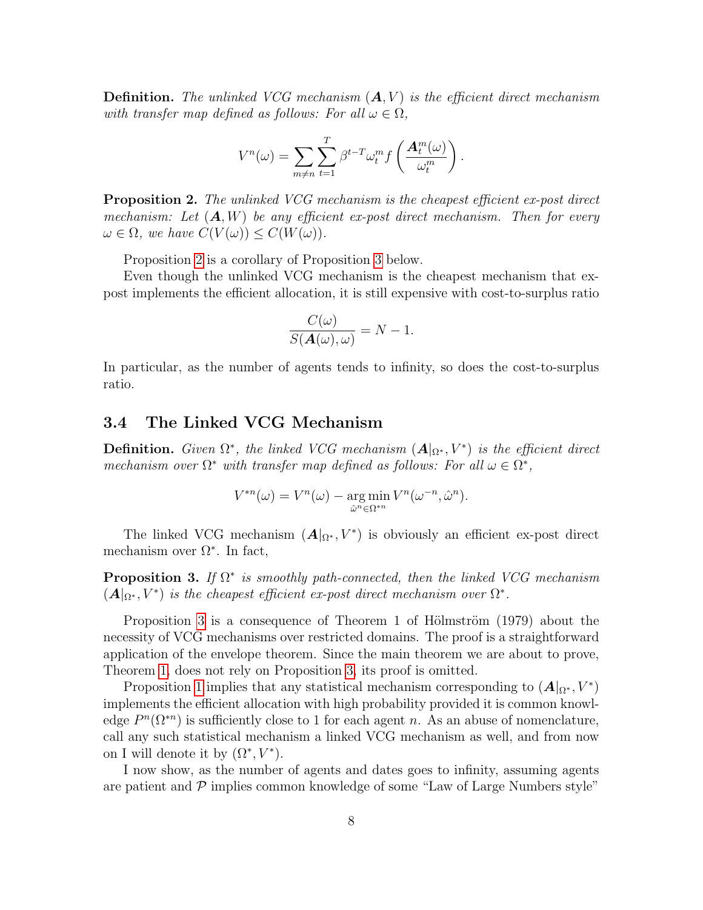**Definition.** *The unlinked VCG mechanism $(\boldsymbol{A}, V)$ is the efficient direct mechanism with transfer map defined as follows: For all $\omega \in \Omega$,*

$$V^n(\omega) = \sum_{m \neq n} \sum_{t=1}^{T} \beta^{t-T} \omega_t^m f\left(\frac{\boldsymbol{A}_t^m(\omega)}{\omega_t^m}\right).$$

**Proposition 2.** *The unlinked VCG mechanism is the cheapest efficient ex-post direct mechanism: Let $(\boldsymbol{A}, W)$ be any efficient ex-post direct mechanism. Then for every $\omega \in \Omega$, we have $C(V(\omega)) \leq C(W(\omega))$.*

Proposition 2 is a corollary of Proposition 3 below.

Even though the unlinked VCG mechanism is the cheapest mechanism that ex-post implements the efficient allocation, it is still expensive with cost-to-surplus ratio

$$\frac{C(\omega)}{S(\boldsymbol{A}(\omega), \omega)} = N - 1.$$

In particular, as the number of agents tends to infinity, so does the cost-to-surplus ratio.

## 3.4 The Linked VCG Mechanism

**Definition.** *Given $\Omega^*$, the linked VCG mechanism $(\boldsymbol{A}|_{\Omega^*}, V^*)$ is the efficient direct mechanism over $\Omega^*$ with transfer map defined as follows: For all $\omega \in \Omega^*$,*

$$V^{*n}(\omega) = V^n(\omega) - \underset{\hat{\omega}^n \in \Omega^{*n}}{\arg\min}\, V^n(\omega^{-n}, \hat{\omega}^n).$$

The linked VCG mechanism $(\boldsymbol{A}|_{\Omega^*}, V^*)$ is obviously an efficient ex-post direct mechanism over $\Omega^*$. In fact,

**Proposition 3.** *If $\Omega^*$ is smoothly path-connected, then the linked VCG mechanism $(\boldsymbol{A}|_{\Omega^*}, V^*)$ is the cheapest efficient ex-post direct mechanism over $\Omega^*$.*

Proposition 3 is a consequence of Theorem 1 of Hölmström (1979) about the necessity of VCG mechanisms over restricted domains. The proof is a straightforward application of the envelope theorem. Since the main theorem we are about to prove, Theorem 1, does not rely on Proposition 3, its proof is omitted.

Proposition 1 implies that any statistical mechanism corresponding to $(\boldsymbol{A}|_{\Omega^*}, V^*)$ implements the efficient allocation with high probability provided it is common knowledge $P^n(\Omega^{*n})$ is sufficiently close to 1 for each agent $n$. As an abuse of nomenclature, call any such statistical mechanism a linked VCG mechanism as well, and from now on I will denote it by $(\Omega^*, V^*)$.

I now show, as the number of agents and dates goes to infinity, assuming agents are patient and $\mathcal{P}$ implies common knowledge of some "Law of Large Numbers style"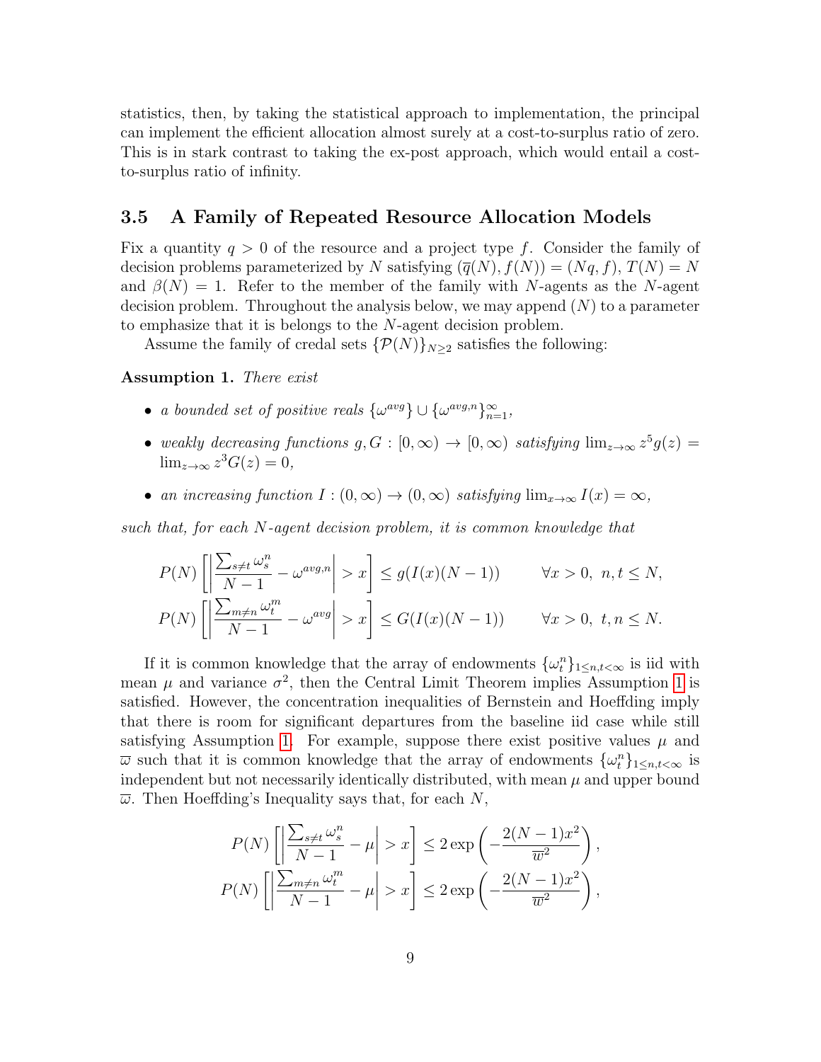statistics, then, by taking the statistical approach to implementation, the principal can implement the efficient allocation almost surely at a cost-to-surplus ratio of zero. This is in stark contrast to taking the ex-post approach, which would entail a cost-to-surplus ratio of infinity.

### 3.5 A Family of Repeated Resource Allocation Models

Fix a quantity $q > 0$ of the resource and a project type $f$. Consider the family of decision problems parameterized by $N$ satisfying $(\overline{q}(N), f(N)) = (Nq, f)$, $T(N) = N$ and $\beta(N) = 1$. Refer to the member of the family with $N$-agents as the $N$-agent decision problem. Throughout the analysis below, we may append $(N)$ to a parameter to emphasize that it is belongs to the $N$-agent decision problem.

Assume the family of credal sets $\{\mathcal{P}(N)\}_{N\geq 2}$ satisfies the following:

**Assumption 1.** *There exist*

- *a bounded set of positive reals* $\{\omega^{avg}\} \cup \{\omega^{avg,n}\}_{n=1}^{\infty}$,
- *weakly decreasing functions* $g, G : [0,\infty) \to [0,\infty)$ *satisfying* $\lim_{z\to\infty} z^5 g(z) = \lim_{z\to\infty} z^3 G(z) = 0$,
- *an increasing function* $I : (0,\infty) \to (0,\infty)$ *satisfying* $\lim_{x\to\infty} I(x) = \infty$,

*such that, for each $N$-agent decision problem, it is common knowledge that*

$$P(N)\left[\left|\frac{\sum_{s\neq t}\omega_s^n}{N-1} - \omega^{avg,n}\right| > x\right] \leq g(I(x)(N-1)) \qquad \forall x > 0,\ n,t \leq N,$$

$$P(N)\left[\left|\frac{\sum_{m\neq n}\omega_t^m}{N-1} - \omega^{avg}\right| > x\right] \leq G(I(x)(N-1)) \qquad \forall x > 0,\ t,n \leq N.$$

If it is common knowledge that the array of endowments $\{\omega_t^n\}_{1\leq n,t<\infty}$ is iid with mean $\mu$ and variance $\sigma^2$, then the Central Limit Theorem implies Assumption 1 is satisfied. However, the concentration inequalities of Bernstein and Hoeffding imply that there is room for significant departures from the baseline iid case while still satisfying Assumption 1. For example, suppose there exist positive values $\mu$ and $\overline{\omega}$ such that it is common knowledge that the array of endowments $\{\omega_t^n\}_{1\leq n,t<\infty}$ is independent but not necessarily identically distributed, with mean $\mu$ and upper bound $\overline{\omega}$. Then Hoeffding's Inequality says that, for each $N$,

$$P(N)\left[\left|\frac{\sum_{s\neq t}\omega_s^n}{N-1} - \mu\right| > x\right] \leq 2\exp\left(-\frac{2(N-1)x^2}{\overline{w}^2}\right),$$

$$P(N)\left[\left|\frac{\sum_{m\neq n}\omega_t^m}{N-1} - \mu\right| > x\right] \leq 2\exp\left(-\frac{2(N-1)x^2}{\overline{w}^2}\right),$$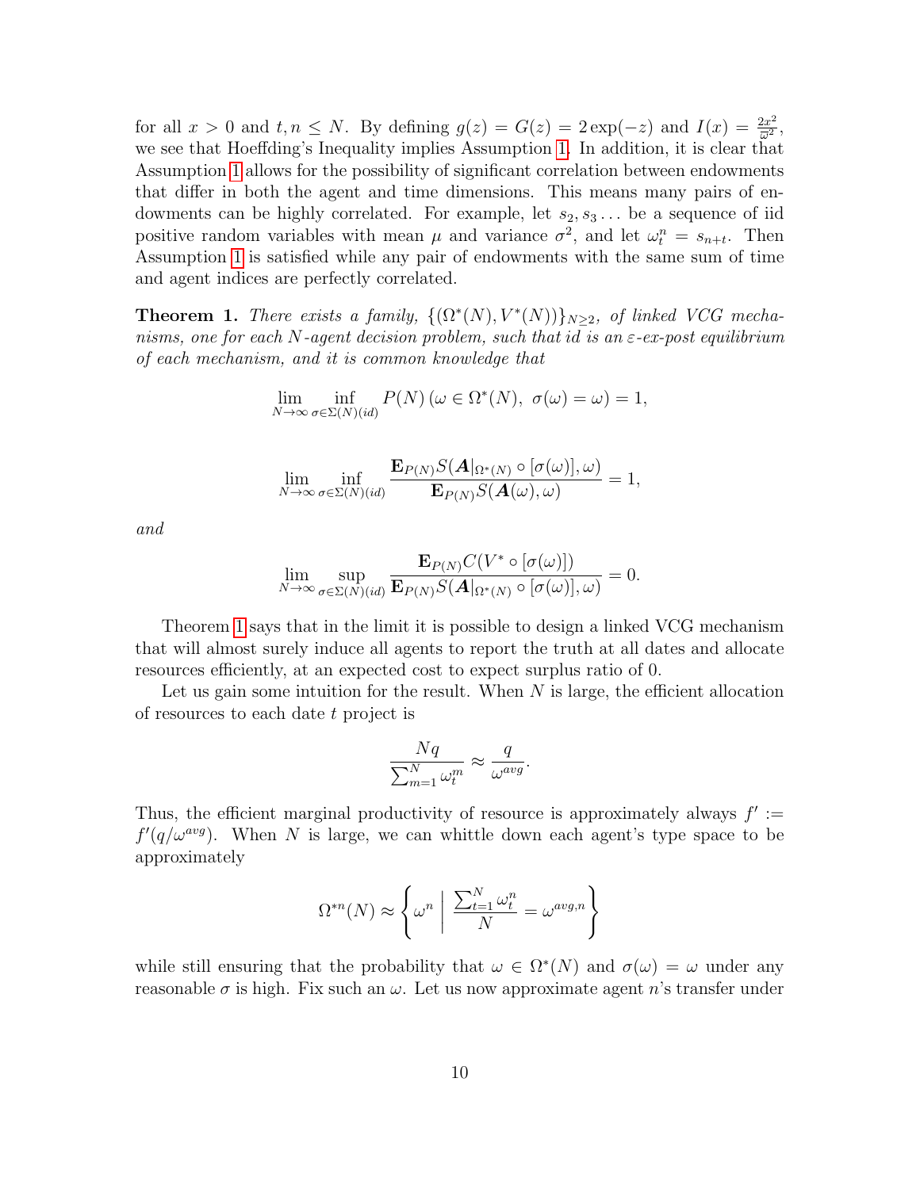for all $x > 0$ and $t, n \leq N$. By defining $g(z) = G(z) = 2\exp(-z)$ and $I(x) = \frac{2x^2}{\overline{\omega}^2}$, we see that Hoeffding's Inequality implies Assumption 1. In addition, it is clear that Assumption 1 allows for the possibility of significant correlation between endowments that differ in both the agent and time dimensions. This means many pairs of endowments can be highly correlated. For example, let $s_2, s_3 \ldots$ be a sequence of iid positive random variables with mean $\mu$ and variance $\sigma^2$, and let $\omega_t^n = s_{n+t}$. Then Assumption 1 is satisfied while any pair of endowments with the same sum of time and agent indices are perfectly correlated.

**Theorem 1.** *There exists a family, $\{(\Omega^*(N), V^*(N))\}_{N\geq 2}$, of linked VCG mechanisms, one for each $N$-agent decision problem, such that id is an $\varepsilon$-ex-post equilibrium of each mechanism, and it is common knowledge that*

$$\lim_{N\to\infty} \inf_{\sigma\in\Sigma(N)(id)} P(N)\left(\omega \in \Omega^*(N),\ \sigma(\omega) = \omega\right) = 1,$$

$$\lim_{N\to\infty} \inf_{\sigma\in\Sigma(N)(id)} \frac{\mathbf{E}_{P(N)} S(\boldsymbol{A}|_{\Omega^*(N)} \circ [\sigma(\omega)], \omega)}{\mathbf{E}_{P(N)} S(\boldsymbol{A}(\omega), \omega)} = 1,$$

*and*

$$\lim_{N\to\infty} \sup_{\sigma\in\Sigma(N)(id)} \frac{\mathbf{E}_{P(N)} C(V^* \circ [\sigma(\omega)])}{\mathbf{E}_{P(N)} S(\boldsymbol{A}|_{\Omega^*(N)} \circ [\sigma(\omega)], \omega)} = 0.$$

Theorem 1 says that in the limit it is possible to design a linked VCG mechanism that will almost surely induce all agents to report the truth at all dates and allocate resources efficiently, at an expected cost to expect surplus ratio of 0.

Let us gain some intuition for the result. When $N$ is large, the efficient allocation of resources to each date $t$ project is

$$\frac{Nq}{\sum_{m=1}^N \omega_t^m} \approx \frac{q}{\omega^{avg}}.$$

Thus, the efficient marginal productivity of resource is approximately always $f' := f'(q/\omega^{avg})$. When $N$ is large, we can whittle down each agent's type space to be approximately

$$\Omega^{*n}(N) \approx \left\{ \omega^n \;\middle|\; \frac{\sum_{t=1}^N \omega_t^n}{N} = \omega^{avg,n} \right\}$$

while still ensuring that the probability that $\omega \in \Omega^*(N)$ and $\sigma(\omega) = \omega$ under any reasonable $\sigma$ is high. Fix such an $\omega$. Let us now approximate agent $n$'s transfer under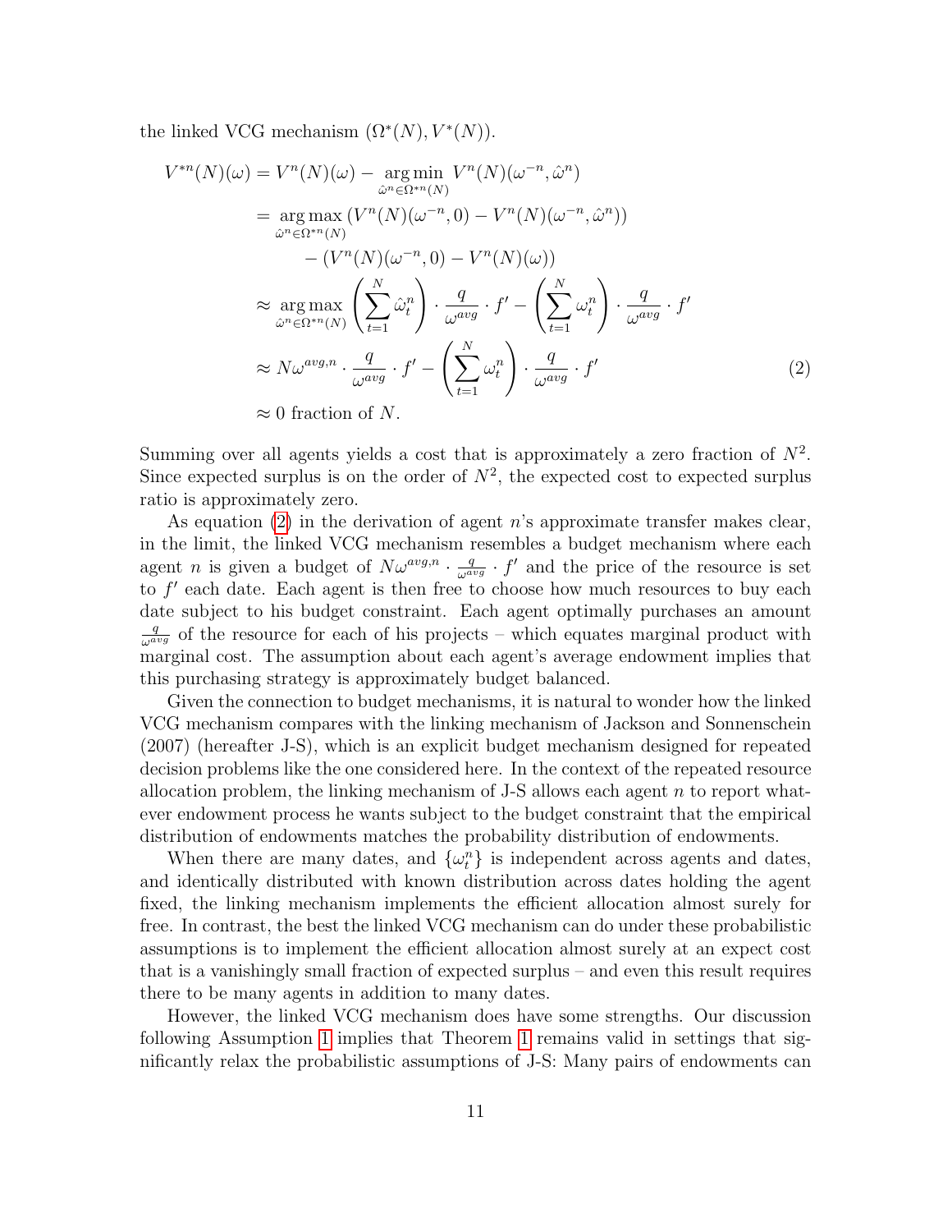the linked VCG mechanism $(\Omega^*(N), V^*(N))$.

$$
\begin{aligned}
V^{*n}(N)(\omega) &= V^n(N)(\omega) - \operatorname*{arg\,min}_{\hat{\omega}^n \in \Omega^{*n}(N)} V^n(N)(\omega^{-n}, \hat{\omega}^n) \\
&= \operatorname*{arg\,max}_{\hat{\omega}^n \in \Omega^{*n}(N)} (V^n(N)(\omega^{-n}, 0) - V^n(N)(\omega^{-n}, \hat{\omega}^n)) \\
&\quad - (V^n(N)(\omega^{-n}, 0) - V^n(N)(\omega)) \\
&\approx \operatorname*{arg\,max}_{\hat{\omega}^n \in \Omega^{*n}(N)} \left( \sum_{t=1}^{N} \hat{\omega}_t^n \right) \cdot \frac{q}{\omega^{avg}} \cdot f' - \left( \sum_{t=1}^{N} \omega_t^n \right) \cdot \frac{q}{\omega^{avg}} \cdot f' \\
&\approx N\omega^{avg,n} \cdot \frac{q}{\omega^{avg}} \cdot f' - \left( \sum_{t=1}^{N} \omega_t^n \right) \cdot \frac{q}{\omega^{avg}} \cdot f' \qquad (2) \\
&\approx 0 \text{ fraction of } N.
\end{aligned}
$$

Summing over all agents yields a cost that is approximately a zero fraction of $N^2$. Since expected surplus is on the order of $N^2$, the expected cost to expected surplus ratio is approximately zero.

As equation (2) in the derivation of agent $n$'s approximate transfer makes clear, in the limit, the linked VCG mechanism resembles a budget mechanism where each agent $n$ is given a budget of $N\omega^{avg,n} \cdot \frac{q}{\omega^{avg}} \cdot f'$ and the price of the resource is set to $f'$ each date. Each agent is then free to choose how much resources to buy each date subject to his budget constraint. Each agent optimally purchases an amount $\frac{q}{\omega^{avg}}$ of the resource for each of his projects – which equates marginal product with marginal cost. The assumption about each agent's average endowment implies that this purchasing strategy is approximately budget balanced.

Given the connection to budget mechanisms, it is natural to wonder how the linked VCG mechanism compares with the linking mechanism of Jackson and Sonnenschein (2007) (hereafter J-S), which is an explicit budget mechanism designed for repeated decision problems like the one considered here. In the context of the repeated resource allocation problem, the linking mechanism of J-S allows each agent $n$ to report whatever endowment process he wants subject to the budget constraint that the empirical distribution of endowments matches the probability distribution of endowments.

When there are many dates, and $\{\omega_t^n\}$ is independent across agents and dates, and identically distributed with known distribution across dates holding the agent fixed, the linking mechanism implements the efficient allocation almost surely for free. In contrast, the best the linked VCG mechanism can do under these probabilistic assumptions is to implement the efficient allocation almost surely at an expect cost that is a vanishingly small fraction of expected surplus – and even this result requires there to be many agents in addition to many dates.

However, the linked VCG mechanism does have some strengths. Our discussion following Assumption 1 implies that Theorem 1 remains valid in settings that significantly relax the probabilistic assumptions of J-S: Many pairs of endowments can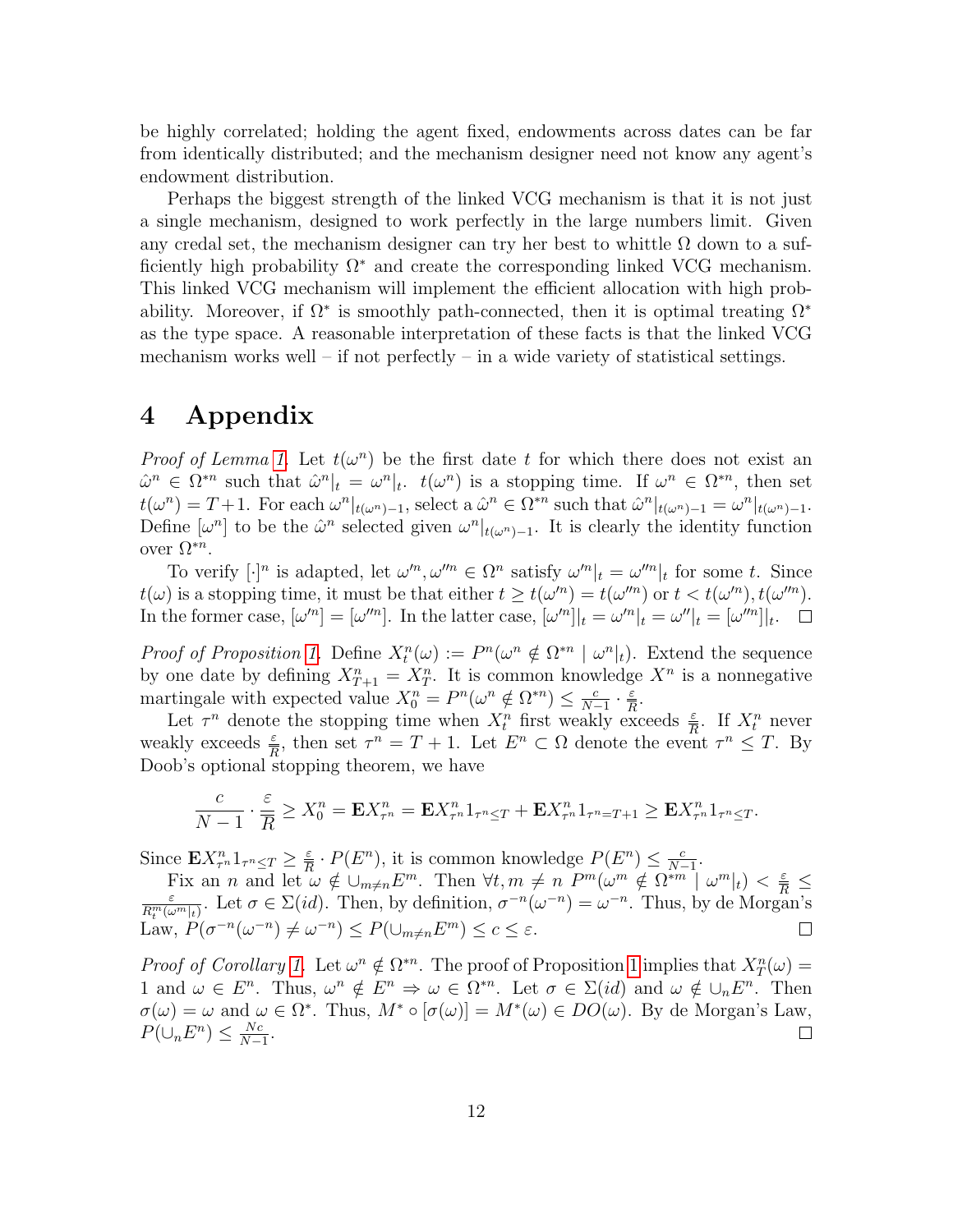be highly correlated; holding the agent fixed, endowments across dates can be far from identically distributed; and the mechanism designer need not know any agent's endowment distribution.

Perhaps the biggest strength of the linked VCG mechanism is that it is not just a single mechanism, designed to work perfectly in the large numbers limit. Given any credal set, the mechanism designer can try her best to whittle $\Omega$ down to a sufficiently high probability $\Omega^*$ and create the corresponding linked VCG mechanism. This linked VCG mechanism will implement the efficient allocation with high probability. Moreover, if $\Omega^*$ is smoothly path-connected, then it is optimal treating $\Omega^*$ as the type space. A reasonable interpretation of these facts is that the linked VCG mechanism works well – if not perfectly – in a wide variety of statistical settings.

# 4 Appendix

*Proof of Lemma 1.* Let $t(\omega^n)$ be the first date $t$ for which there does not exist an $\hat{\omega}^n \in \Omega^{*n}$ such that $\hat{\omega}^n|_t = \omega^n|_t$. $t(\omega^n)$ is a stopping time. If $\omega^n \in \Omega^{*n}$, then set $t(\omega^n) = T+1$. For each $\omega^n|_{t(\omega^n)-1}$, select a $\hat{\omega}^n \in \Omega^{*n}$ such that $\hat{\omega}^n|_{t(\omega^n)-1} = \omega^n|_{t(\omega^n)-1}$. Define $[\omega^n]$ to be the $\hat{\omega}^n$ selected given $\omega^n|_{t(\omega^n)-1}$. It is clearly the identity function over $\Omega^{*n}$.

To verify $[\cdot]^n$ is adapted, let $\omega'^n, \omega''^n \in \Omega^n$ satisfy $\omega'^n|_t = \omega''^n|_t$ for some $t$. Since $t(\omega)$ is a stopping time, it must be that either $t \geq t(\omega'^n) = t(\omega''^n)$ or $t < t(\omega'^n), t(\omega''^n)$. In the former case, $[\omega'^n] = [\omega''^n]$. In the latter case, $[\omega'^n]|_t = \omega'^n|_t = \omega''|_t = [\omega''^n]|_t$. $\square$

*Proof of Proposition 1.* Define $X_t^n(\omega) := P^n(\omega^n \notin \Omega^{*n} \mid \omega^n|_t)$. Extend the sequence by one date by defining $X_{T+1}^n = X_T^n$. It is common knowledge $X^n$ is a nonnegative martingale with expected value $X_0^n = P^n(\omega^n \notin \Omega^{*n}) \leq \frac{c}{N-1} \cdot \frac{\varepsilon}{R}$.

Let $\tau^n$ denote the stopping time when $X_t^n$ first weakly exceeds $\frac{\varepsilon}{R}$. If $X_t^n$ never weakly exceeds $\frac{\varepsilon}{R}$, then set $\tau^n = T+1$. Let $E^n \subset \Omega$ denote the event $\tau^n \leq T$. By Doob's optional stopping theorem, we have

$$\frac{c}{N-1} \cdot \frac{\varepsilon}{R} \geq X_0^n = \mathbf{E}X_{\tau^n}^n = \mathbf{E}X_{\tau^n}^n 1_{\tau^n \leq T} + \mathbf{E}X_{\tau^n}^n 1_{\tau^n = T+1} \geq \mathbf{E}X_{\tau^n}^n 1_{\tau^n \leq T}.$$

Since $\mathbf{E}X_{\tau^n}^n 1_{\tau^n \leq T} \geq \frac{\varepsilon}{R} \cdot P(E^n)$, it is common knowledge $P(E^n) \leq \frac{c}{N-1}$.

Fix an $n$ and let $\omega \notin \cup_{m \neq n} E^m$. Then $\forall t, m \neq n$ $P^m(\omega^m \notin \Omega^{*m} \mid \omega^m|_t) < \frac{\varepsilon}{R} \leq \frac{\varepsilon}{R_t^m(\omega^m|_t)}$. Let $\sigma \in \Sigma(id)$. Then, by definition, $\sigma^{-n}(\omega^{-n}) = \omega^{-n}$. Thus, by de Morgan's Law, $P(\sigma^{-n}(\omega^{-n}) \neq \omega^{-n}) \leq P(\cup_{m \neq n} E^m) \leq c \leq \varepsilon$. $\square$

*Proof of Corollary 1.* Let $\omega^n \notin \Omega^{*n}$. The proof of Proposition 1 implies that $X_T^n(\omega) = 1$ and $\omega \in E^n$. Thus, $\omega^n \notin E^n \Rightarrow \omega \in \Omega^{*n}$. Let $\sigma \in \Sigma(id)$ and $\omega \notin \cup_n E^n$. Then $\sigma(\omega) = \omega$ and $\omega \in \Omega^*$. Thus, $M^* \circ [\sigma(\omega)] = M^*(\omega) \in DO(\omega)$. By de Morgan's Law, $P(\cup_n E^n) \leq \frac{Nc}{N-1}$. $\square$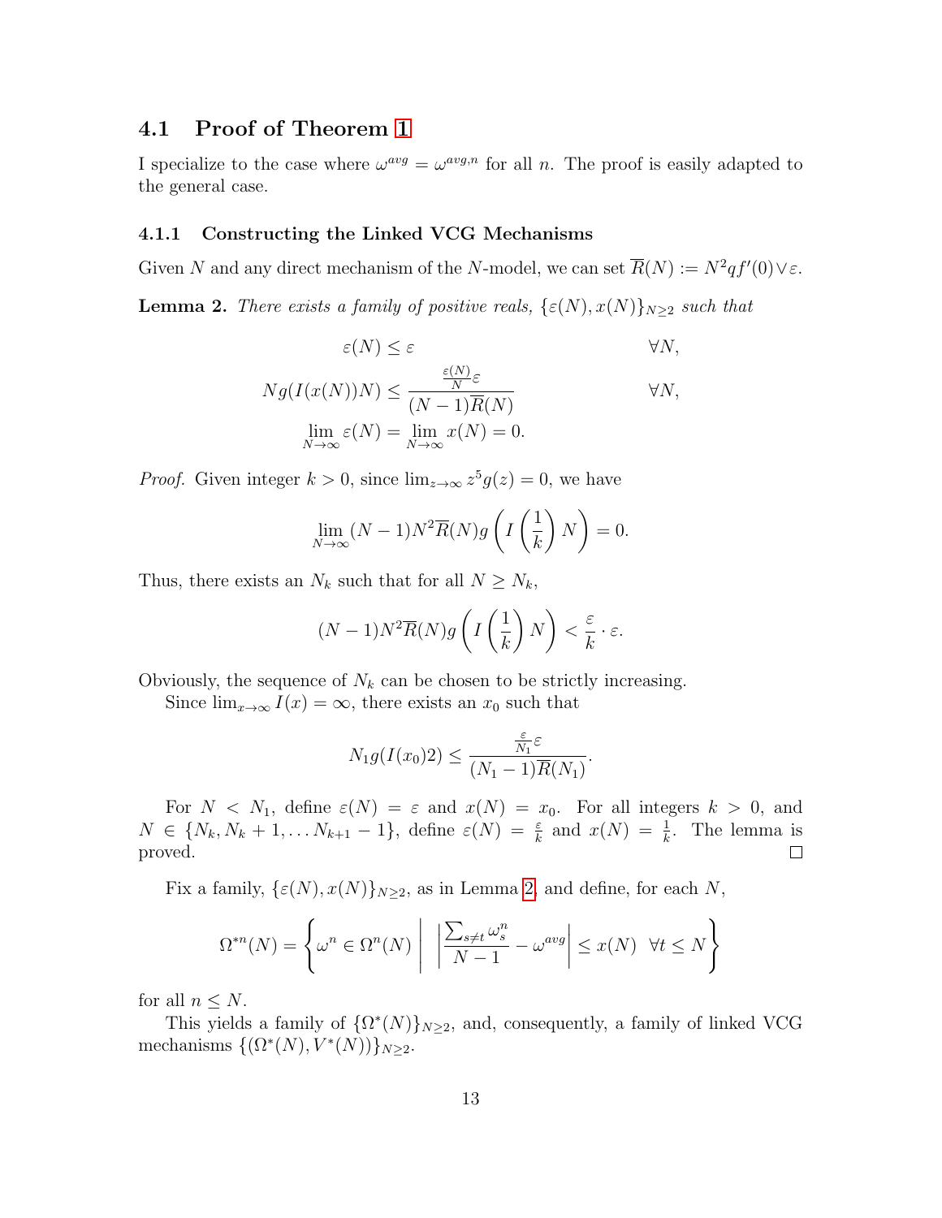## 4.1 Proof of Theorem 1

I specialize to the case where $\omega^{avg} = \omega^{avg,n}$ for all $n$. The proof is easily adapted to the general case.

### 4.1.1 Constructing the Linked VCG Mechanisms

Given $N$ and any direct mechanism of the $N$-model, we can set $\overline{R}(N) := N^2 qf'(0) \vee \varepsilon$.

**Lemma 2.** *There exists a family of positive reals, $\{\varepsilon(N), x(N)\}_{N \geq 2}$ such that*

$$
\begin{aligned}
\varepsilon(N) &\leq \varepsilon && \forall N, \\
Ng(I(x(N))N) &\leq \frac{\frac{\varepsilon(N)}{N}\varepsilon}{(N-1)\overline{R}(N)} && \forall N, \\
\lim_{N\to\infty} \varepsilon(N) &= \lim_{N\to\infty} x(N) = 0.
\end{aligned}
$$

*Proof.* Given integer $k > 0$, since $\lim_{z\to\infty} z^5 g(z) = 0$, we have

$$
\lim_{N\to\infty} (N-1)N^2\overline{R}(N) g\left(I\left(\frac{1}{k}\right)N\right) = 0.
$$

Thus, there exists an $N_k$ such that for all $N \geq N_k$,

$$
(N-1)N^2\overline{R}(N) g\left(I\left(\frac{1}{k}\right)N\right) < \frac{\varepsilon}{k} \cdot \varepsilon.
$$

Obviously, the sequence of $N_k$ can be chosen to be strictly increasing.

Since $\lim_{x\to\infty} I(x) = \infty$, there exists an $x_0$ such that

$$
N_1 g(I(x_0)2) \leq \frac{\frac{\varepsilon}{N_1}\varepsilon}{(N_1 - 1)\overline{R}(N_1)}.
$$

For $N < N_1$, define $\varepsilon(N) = \varepsilon$ and $x(N) = x_0$. For all integers $k > 0$, and $N \in \{N_k, N_k + 1, \dots N_{k+1} - 1\}$, define $\varepsilon(N) = \frac{\varepsilon}{k}$ and $x(N) = \frac{1}{k}$. The lemma is proved. $\square$

Fix a family, $\{\varepsilon(N), x(N)\}_{N\geq 2}$, as in Lemma 2, and define, for each $N$,

$$
\Omega^{*n}(N) = \left\{ \omega^n \in \Omega^n(N) \;\middle|\; \left| \frac{\sum_{s\neq t} \omega_s^n}{N-1} - \omega^{avg} \right| \leq x(N) \;\; \forall t \leq N \right\}
$$

for all $n \leq N$.

This yields a family of $\{\Omega^*(N)\}_{N\geq 2}$, and, consequently, a family of linked VCG mechanisms $\{(\Omega^*(N), V^*(N))\}_{N\geq 2}$.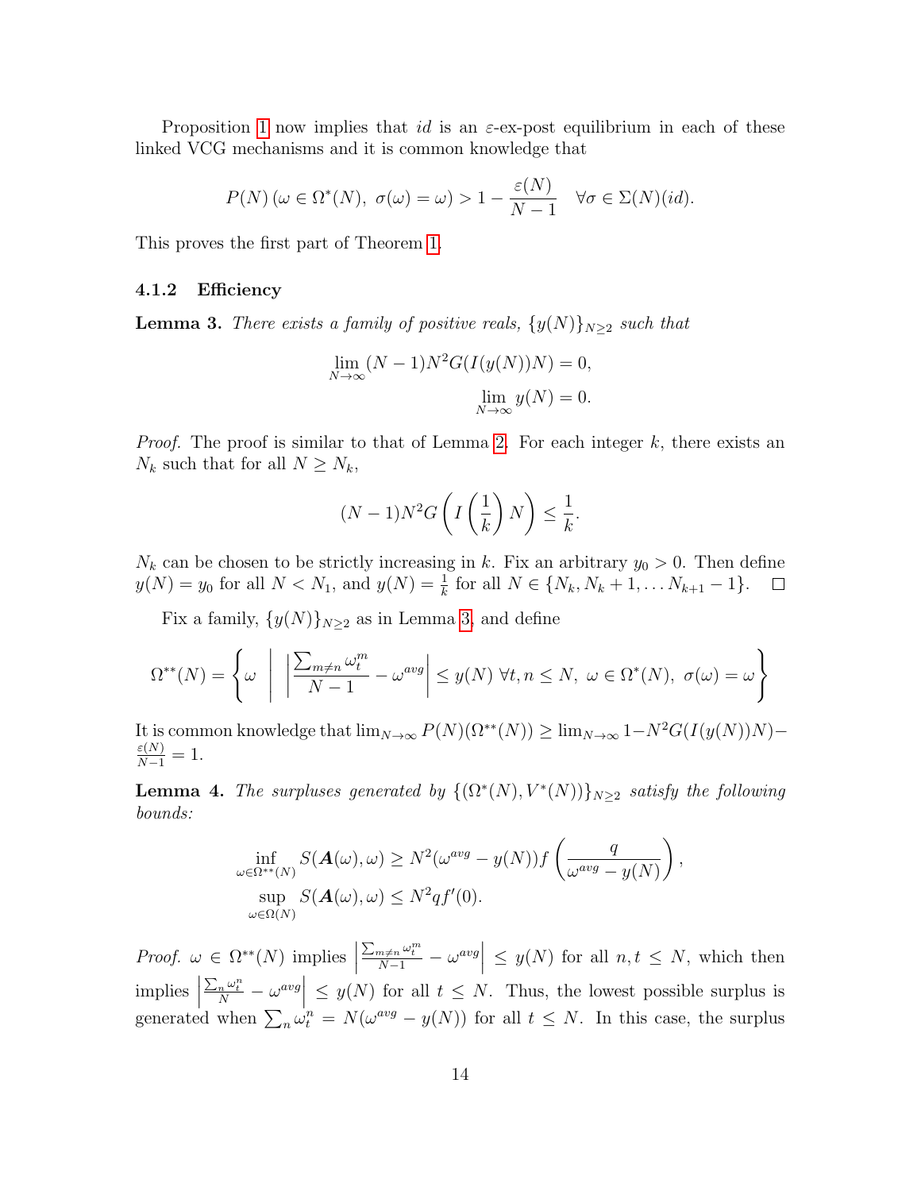Proposition 1 now implies that $id$ is an $\varepsilon$-ex-post equilibrium in each of these linked VCG mechanisms and it is common knowledge that

$$P(N)\left(\omega \in \Omega^*(N),\ \sigma(\omega)=\omega\right) > 1 - \frac{\varepsilon(N)}{N-1} \quad \forall \sigma \in \Sigma(N)(id).$$

This proves the first part of Theorem 1.

### 4.1.2 Efficiency

**Lemma 3.** *There exists a family of positive reals, $\{y(N)\}_{N\geq 2}$ such that*

$$\lim_{N\to\infty}(N-1)N^2 G(I(y(N))N) = 0,$$
$$\lim_{N\to\infty} y(N) = 0.$$

*Proof.* The proof is similar to that of Lemma 2. For each integer $k$, there exists an $N_k$ such that for all $N \geq N_k$,

$$(N-1)N^2 G\left(I\left(\frac{1}{k}\right)N\right) \leq \frac{1}{k}.$$

$N_k$ can be chosen to be strictly increasing in $k$. Fix an arbitrary $y_0 > 0$. Then define $y(N) = y_0$ for all $N < N_1$, and $y(N) = \frac{1}{k}$ for all $N \in \{N_k, N_k+1, \ldots N_{k+1}-1\}$. □

Fix a family, $\{y(N)\}_{N\geq 2}$ as in Lemma 3, and define

$$\Omega^{**}(N) = \left\{\omega \ \middle|\ \left|\frac{\sum_{m\neq n}\omega_t^m}{N-1} - \omega^{avg}\right| \leq y(N)\ \forall t, n \leq N,\ \omega \in \Omega^*(N),\ \sigma(\omega)=\omega\right\}$$

It is common knowledge that $\lim_{N\to\infty} P(N)(\Omega^{**}(N)) \geq \lim_{N\to\infty} 1 - N^2 G(I(y(N))N) - \frac{\varepsilon(N)}{N-1} = 1$.

**Lemma 4.** *The surpluses generated by $\{(\Omega^*(N), V^*(N))\}_{N\geq 2}$ satisfy the following bounds:*

$$\inf_{\omega\in\Omega^{**}(N)} S(\boldsymbol{A}(\omega),\omega) \geq N^2(\omega^{avg} - y(N)) f\left(\frac{q}{\omega^{avg} - y(N)}\right),$$
$$\sup_{\omega\in\Omega(N)} S(\boldsymbol{A}(\omega),\omega) \leq N^2 q f'(0).$$

*Proof.* $\omega \in \Omega^{**}(N)$ implies $\left|\frac{\sum_{m\neq n}\omega_t^m}{N-1} - \omega^{avg}\right| \leq y(N)$ for all $n, t \leq N$, which then implies $\left|\frac{\sum_n \omega_t^n}{N} - \omega^{avg}\right| \leq y(N)$ for all $t \leq N$. Thus, the lowest possible surplus is generated when $\sum_n \omega_t^n = N(\omega^{avg} - y(N))$ for all $t \leq N$. In this case, the surplus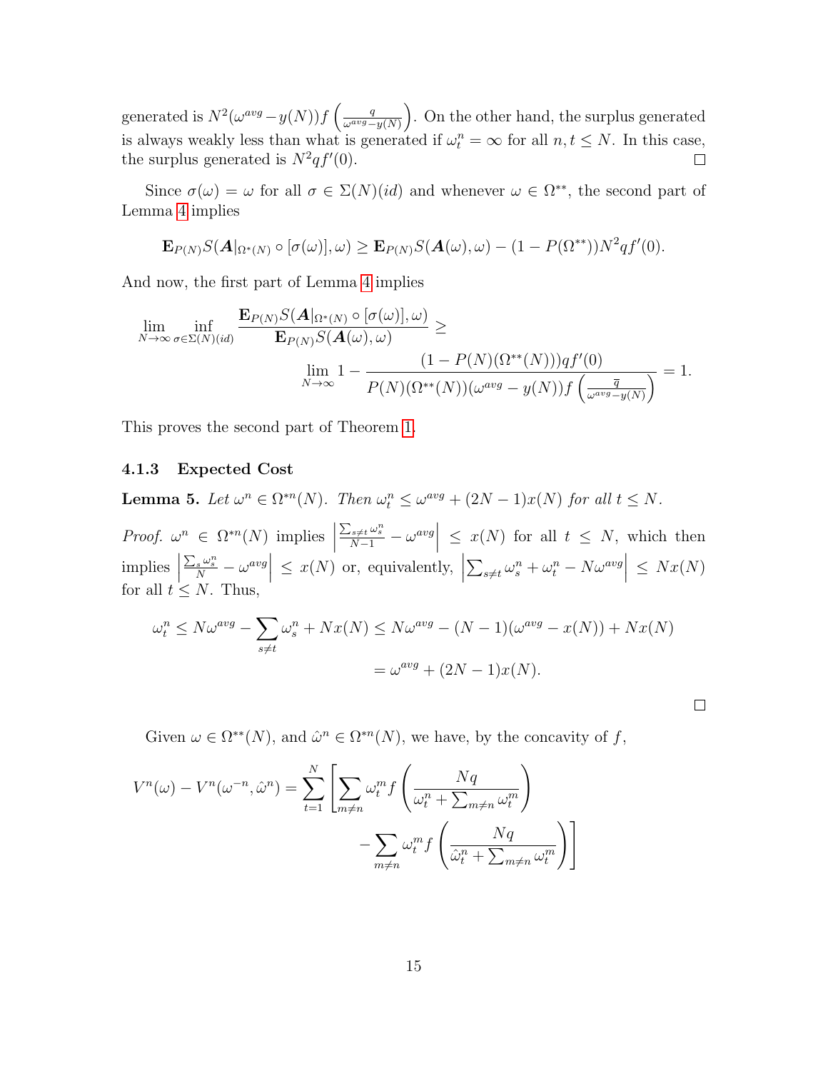generated is $N^2(\omega^{avg} - y(N))f\left(\frac{q}{\omega^{avg}-y(N)}\right)$. On the other hand, the surplus generated is always weakly less than what is generated if $\omega_t^n = \infty$ for all $n, t \leq N$. In this case, the surplus generated is $N^2 q f'(0)$. □

Since $\sigma(\omega) = \omega$ for all $\sigma \in \Sigma(N)(id)$ and whenever $\omega \in \Omega^{**}$, the second part of Lemma 4 implies

$$\mathbf{E}_{P(N)} S(\boldsymbol{A}|_{\Omega^*(N)} \circ [\sigma(\omega)], \omega) \geq \mathbf{E}_{P(N)} S(\boldsymbol{A}(\omega), \omega) - (1 - P(\Omega^{**}))N^2 q f'(0).$$

And now, the first part of Lemma 4 implies

$$\lim_{N\to\infty} \inf_{\sigma \in \Sigma(N)(id)} \frac{\mathbf{E}_{P(N)} S(\boldsymbol{A}|_{\Omega^*(N)} \circ [\sigma(\omega)], \omega)}{\mathbf{E}_{P(N)} S(\boldsymbol{A}(\omega), \omega)} \geq$$
$$\lim_{N\to\infty} 1 - \frac{(1 - P(N)(\Omega^{**}(N)))q f'(0)}{P(N)(\Omega^{**}(N))(\omega^{avg} - y(N)) f\left(\frac{\overline{q}}{\omega^{avg}-y(N)}\right)} = 1.$$

This proves the second part of Theorem 1.

### 4.1.3 Expected Cost

**Lemma 5.** *Let $\omega^n \in \Omega^{*n}(N)$. Then $\omega_t^n \leq \omega^{avg} + (2N-1)x(N)$ for all $t \leq N$.*

*Proof.* $\omega^n \in \Omega^{*n}(N)$ implies $\left|\frac{\sum_{s\neq t} \omega_s^n}{N-1} - \omega^{avg}\right| \leq x(N)$ for all $t \leq N$, which then implies $\left|\frac{\sum_s \omega_s^n}{N} - \omega^{avg}\right| \leq x(N)$ or, equivalently, $\left|\sum_{s\neq t} \omega_s^n + \omega_t^n - N\omega^{avg}\right| \leq Nx(N)$ for all $t \leq N$. Thus,

$$\omega_t^n \leq N\omega^{avg} - \sum_{s\neq t} \omega_s^n + Nx(N) \leq N\omega^{avg} - (N-1)(\omega^{avg} - x(N)) + Nx(N)$$
$$= \omega^{avg} + (2N-1)x(N).$$

□

Given $\omega \in \Omega^{**}(N)$, and $\hat{\omega}^n \in \Omega^{*n}(N)$, we have, by the concavity of $f$,

$$V^n(\omega) - V^n(\omega^{-n}, \hat{\omega}^n) = \sum_{t=1}^{N} \left[ \sum_{m\neq n} \omega_t^m f\left(\frac{Nq}{\omega_t^n + \sum_{m\neq n} \omega_t^m}\right) - \sum_{m\neq n} \omega_t^m f\left(\frac{Nq}{\hat{\omega}_t^n + \sum_{m\neq n} \omega_t^m}\right) \right]$$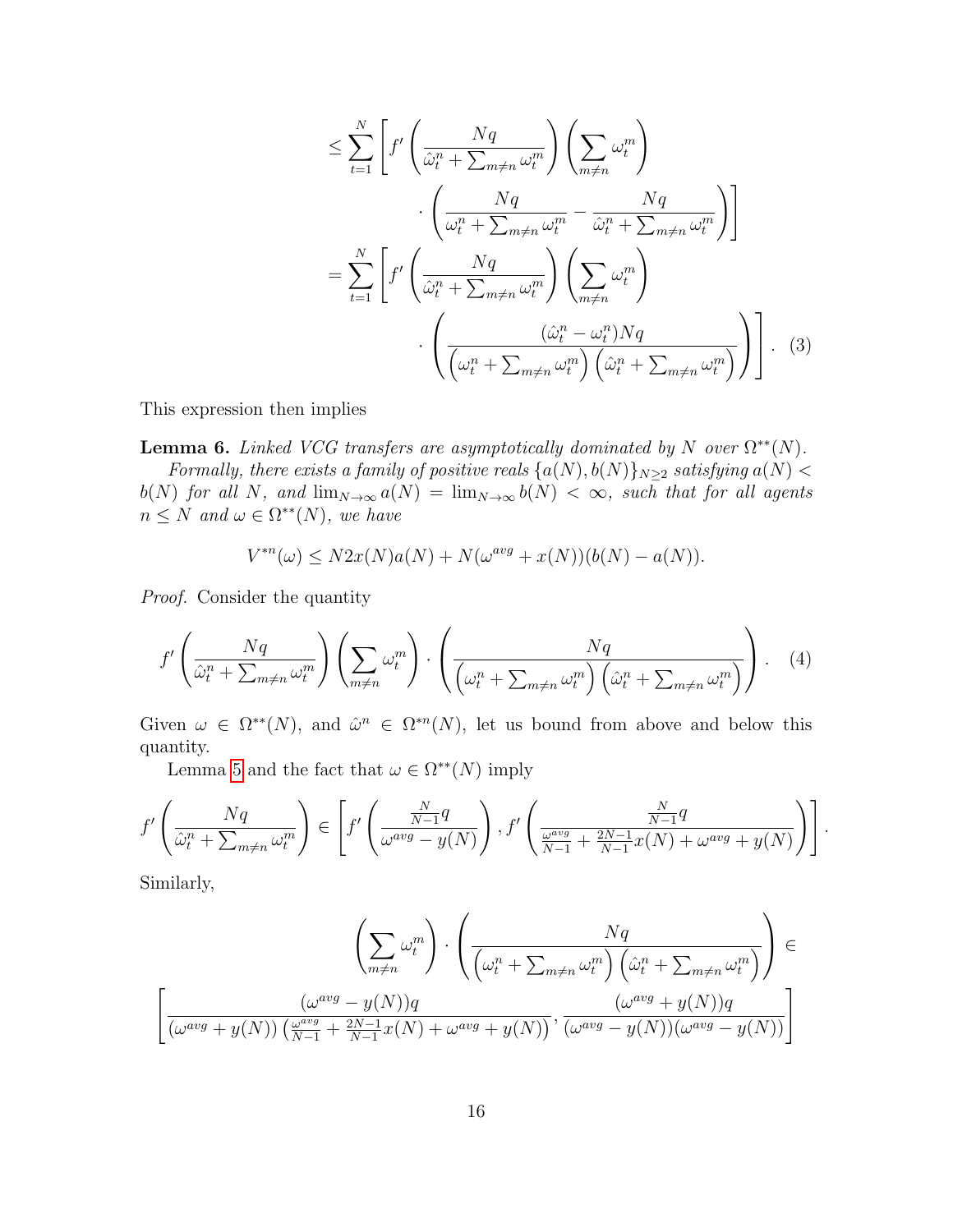$$
\leq \sum_{t=1}^{N} \left[ f'\left( \frac{Nq}{\hat{\omega}_t^n + \sum_{m \neq n} \omega_t^m} \right) \left( \sum_{m \neq n} \omega_t^m \right) \cdot \left( \frac{Nq}{\omega_t^n + \sum_{m \neq n} \omega_t^m} - \frac{Nq}{\hat{\omega}_t^n + \sum_{m \neq n} \omega_t^m} \right) \right]
$$

$$
= \sum_{t=1}^{N} \left[ f'\left( \frac{Nq}{\hat{\omega}_t^n + \sum_{m \neq n} \omega_t^m} \right) \left( \sum_{m \neq n} \omega_t^m \right) \cdot \left( \frac{(\hat{\omega}_t^n - \omega_t^n)Nq}{\left(\omega_t^n + \sum_{m \neq n} \omega_t^m\right)\left(\hat{\omega}_t^n + \sum_{m \neq n} \omega_t^m\right)} \right) \right]. \quad (3)
$$

This expression then implies

**Lemma 6.** *Linked VCG transfers are asymptotically dominated by $N$ over $\Omega^{**}(N)$.*

*Formally, there exists a family of positive reals $\{a(N), b(N)\}_{N \geq 2}$ satisfying $a(N) < b(N)$ for all $N$, and $\lim_{N \to \infty} a(N) = \lim_{N \to \infty} b(N) < \infty$, such that for all agents $n \leq N$ and $\omega \in \Omega^{**}(N)$, we have*

$$
V^{*n}(\omega) \leq N2x(N)a(N) + N(\omega^{avg} + x(N))(b(N) - a(N)).
$$

*Proof.* Consider the quantity

$$
f'\left( \frac{Nq}{\hat{\omega}_t^n + \sum_{m \neq n} \omega_t^m} \right) \left( \sum_{m \neq n} \omega_t^m \right) \cdot \left( \frac{Nq}{\left(\omega_t^n + \sum_{m \neq n} \omega_t^m\right)\left(\hat{\omega}_t^n + \sum_{m \neq n} \omega_t^m\right)} \right). \quad (4)
$$

Given $\omega \in \Omega^{**}(N)$, and $\hat{\omega}^n \in \Omega^{*n}(N)$, let us bound from above and below this quantity.

Lemma 5 and the fact that $\omega \in \Omega^{**}(N)$ imply

$$
f'\left( \frac{Nq}{\hat{\omega}_t^n + \sum_{m \neq n} \omega_t^m} \right) \in \left[ f'\left( \frac{\frac{N}{N-1}q}{\omega^{avg} - y(N)} \right), f'\left( \frac{\frac{N}{N-1}q}{\frac{\omega^{avg}}{N-1} + \frac{2N-1}{N-1}x(N) + \omega^{avg} + y(N)} \right) \right].
$$

Similarly,

$$
\left( \sum_{m \neq n} \omega_t^m \right) \cdot \left( \frac{Nq}{\left(\omega_t^n + \sum_{m \neq n} \omega_t^m\right)\left(\hat{\omega}_t^n + \sum_{m \neq n} \omega_t^m\right)} \right) \in
$$

$$
\left[ \frac{(\omega^{avg} - y(N))q}{(\omega^{avg} + y(N))\left(\frac{\omega^{avg}}{N-1} + \frac{2N-1}{N-1}x(N) + \omega^{avg} + y(N)\right)}, \frac{(\omega^{avg} + y(N))q}{(\omega^{avg} - y(N))(\omega^{avg} - y(N))} \right]
$$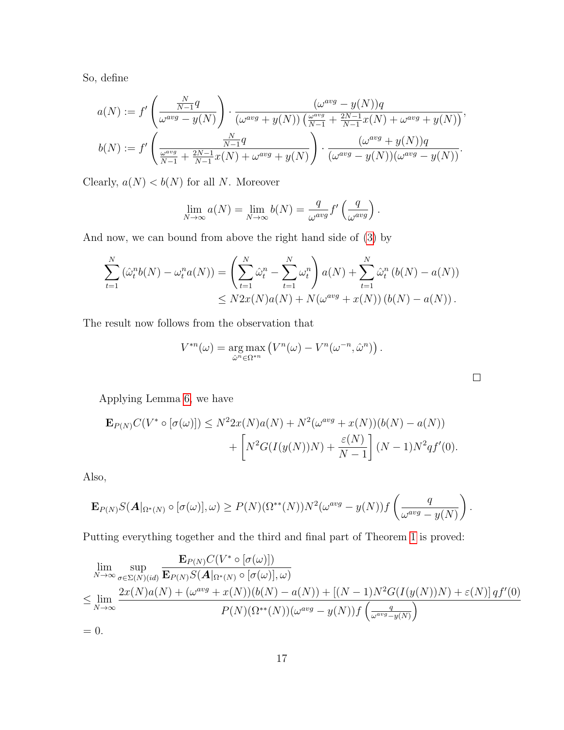So, define

$$
a(N) := f'\left(\frac{\frac{N}{N-1}q}{\omega^{avg} - y(N)}\right) \cdot \frac{(\omega^{avg} - y(N))q}{(\omega^{avg} + y(N))\left(\frac{\omega^{avg}}{N-1} + \frac{2N-1}{N-1}x(N) + \omega^{avg} + y(N)\right)},
$$

$$
b(N) := f'\left(\frac{\frac{N}{N-1}q}{\frac{\omega^{avg}}{N-1} + \frac{2N-1}{N-1}x(N) + \omega^{avg} + y(N)}\right) \cdot \frac{(\omega^{avg} + y(N))q}{(\omega^{avg} - y(N))(\omega^{avg} - y(N))}.
$$

Clearly, $a(N) < b(N)$ for all $N$. Moreover

$$
\lim_{N\to\infty} a(N) = \lim_{N\to\infty} b(N) = \frac{q}{\omega^{avg}} f'\left(\frac{q}{\omega^{avg}}\right).
$$

And now, we can bound from above the right hand side of (3) by

$$
\begin{aligned}
\sum_{t=1}^{N} \left(\hat{\omega}_t^n b(N) - \omega_t^n a(N)\right) &= \left(\sum_{t=1}^{N} \hat{\omega}_t^n - \sum_{t=1}^{N} \omega_t^n\right) a(N) + \sum_{t=1}^{N} \hat{\omega}_t^n \left(b(N) - a(N)\right) \\
&\leq N2x(N)a(N) + N(\omega^{avg} + x(N))\left(b(N) - a(N)\right).
\end{aligned}
$$

The result now follows from the observation that

$$
V^{*n}(\omega) = \operatorname*{arg\,max}_{\hat{\omega}^n \in \Omega^{*n}} \left(V^n(\omega) - V^n(\omega^{-n}, \hat{\omega}^n)\right).
$$

□

Applying Lemma 6, we have

$$
\begin{aligned}
\mathbf{E}_{P(N)} C(V^* \circ [\sigma(\omega)]) \leq\ & N^2 2x(N)a(N) + N^2(\omega^{avg} + x(N))(b(N) - a(N)) \\
&+ \left[N^2 G(I(y(N))N) + \frac{\varepsilon(N)}{N-1}\right](N-1)N^2 q f'(0).
\end{aligned}
$$

Also,

$$
\mathbf{E}_{P(N)} S(\boldsymbol{A}|_{\Omega^*(N)} \circ [\sigma(\omega)], \omega) \geq P(N)(\Omega^{**}(N)) N^2 (\omega^{avg} - y(N)) f\left(\frac{q}{\omega^{avg} - y(N)}\right).
$$

Putting everything together and the third and final part of Theorem 1 is proved:

$$
\begin{aligned}
&\lim_{N\to\infty} \sup_{\sigma \in \Sigma(N)(id)} \frac{\mathbf{E}_{P(N)} C(V^* \circ [\sigma(\omega)])}{\mathbf{E}_{P(N)} S(\boldsymbol{A}|_{\Omega^*(N)} \circ [\sigma(\omega)], \omega)} \\
&\leq \lim_{N\to\infty} \frac{2x(N)a(N) + (\omega^{avg} + x(N))(b(N) - a(N)) + \left[(N-1)N^2 G(I(y(N))N) + \varepsilon(N)\right] q f'(0)}{P(N)(\Omega^{**}(N))(\omega^{avg} - y(N)) f\left(\frac{q}{\omega^{avg} - y(N)}\right)} \\
&= 0.
\end{aligned}
$$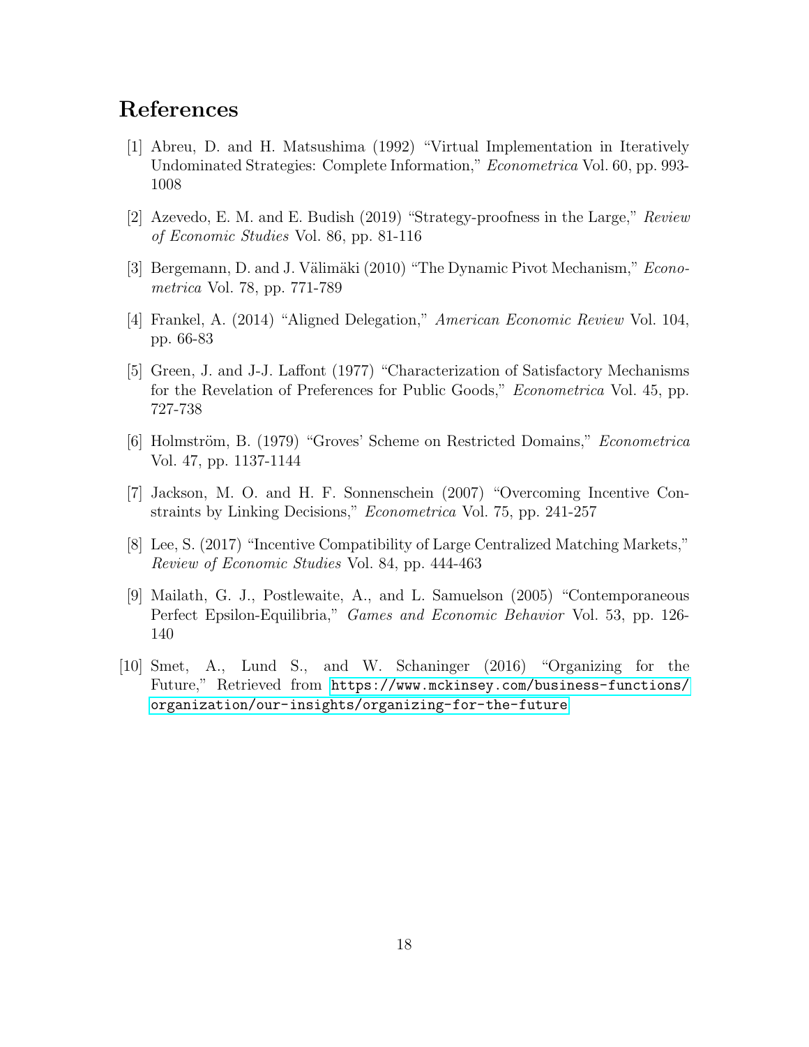## References

[1] Abreu, D. and H. Matsushima (1992) "Virtual Implementation in Iteratively Undominated Strategies: Complete Information," *Econometrica* Vol. 60, pp. 993-1008

[2] Azevedo, E. M. and E. Budish (2019) "Strategy-proofness in the Large," *Review of Economic Studies* Vol. 86, pp. 81-116

[3] Bergemann, D. and J. Välimäki (2010) "The Dynamic Pivot Mechanism," *Econometrica* Vol. 78, pp. 771-789

[4] Frankel, A. (2014) "Aligned Delegation," *American Economic Review* Vol. 104, pp. 66-83

[5] Green, J. and J-J. Laffont (1977) "Characterization of Satisfactory Mechanisms for the Revelation of Preferences for Public Goods," *Econometrica* Vol. 45, pp. 727-738

[6] Holmström, B. (1979) "Groves' Scheme on Restricted Domains," *Econometrica* Vol. 47, pp. 1137-1144

[7] Jackson, M. O. and H. F. Sonnenschein (2007) "Overcoming Incentive Constraints by Linking Decisions," *Econometrica* Vol. 75, pp. 241-257

[8] Lee, S. (2017) "Incentive Compatibility of Large Centralized Matching Markets," *Review of Economic Studies* Vol. 84, pp. 444-463

[9] Mailath, G. J., Postlewaite, A., and L. Samuelson (2005) "Contemporaneous Perfect Epsilon-Equilibria," *Games and Economic Behavior* Vol. 53, pp. 126-140

[10] Smet, A., Lund S., and W. Schaninger (2016) "Organizing for the Future," Retrieved from https://www.mckinsey.com/business-functions/organization/our-insights/organizing-for-the-future